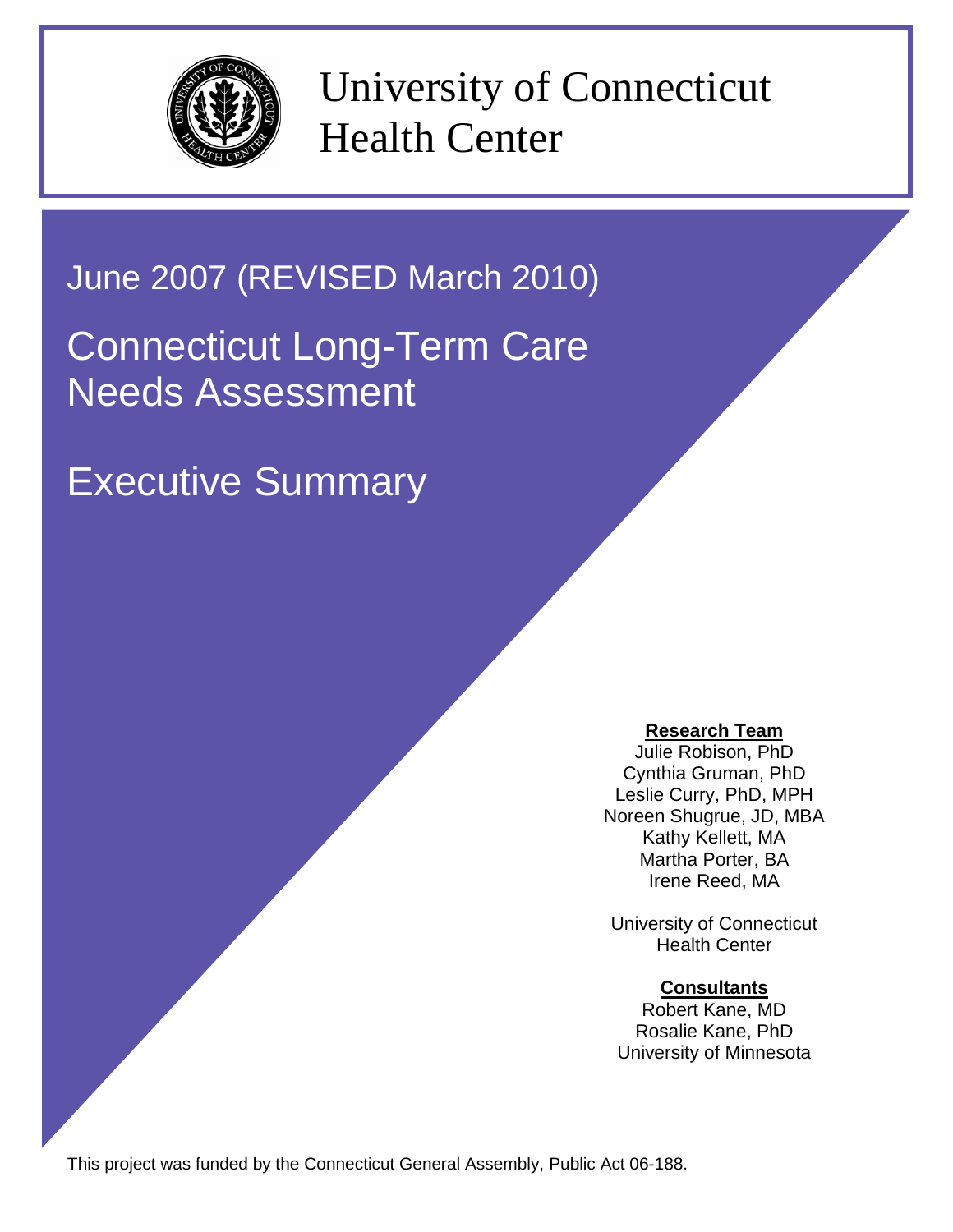# University of Connecticut Health Center

June 2007 (REVISED March 2010)

# Connecticut Long-Term Care Needs Assessment

# Executive Summary

**Research Team**

Julie Robison, PhD
Cynthia Gruman, PhD
Leslie Curry, PhD, MPH
Noreen Shugrue, JD, MBA
Kathy Kellett, MA
Martha Porter, BA
Irene Reed, MA

University of Connecticut
Health Center

**Consultants**

Robert Kane, MD
Rosalie Kane, PhD
University of Minnesota

This project was funded by the Connecticut General Assembly, Public Act 06-188.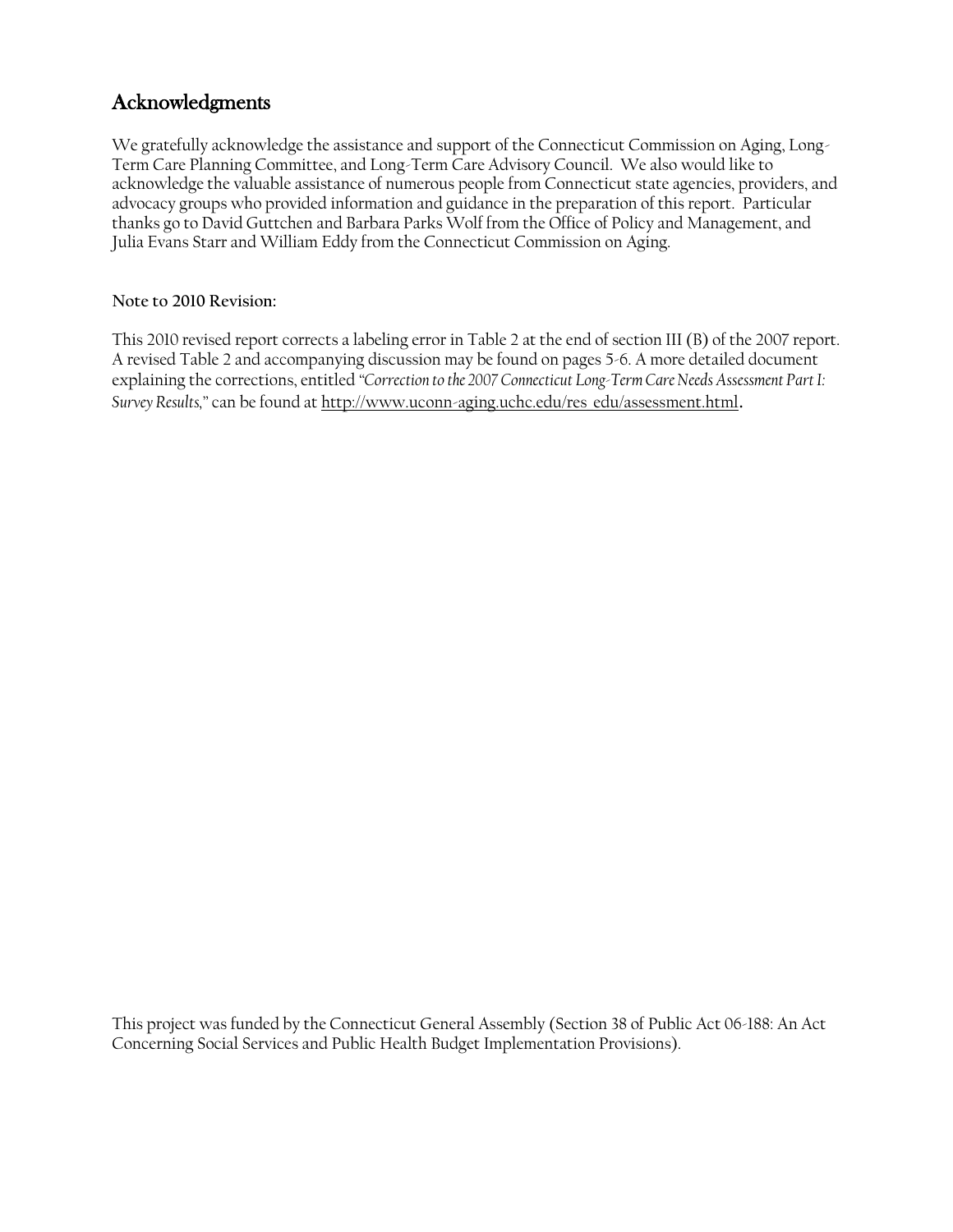## Acknowledgments

We gratefully acknowledge the assistance and support of the Connecticut Commission on Aging, Long-Term Care Planning Committee, and Long-Term Care Advisory Council. We also would like to acknowledge the valuable assistance of numerous people from Connecticut state agencies, providers, and advocacy groups who provided information and guidance in the preparation of this report. Particular thanks go to David Guttchen and Barbara Parks Wolf from the Office of Policy and Management, and Julia Evans Starr and William Eddy from the Connecticut Commission on Aging.

**Note to 2010 Revision:**

This 2010 revised report corrects a labeling error in Table 2 at the end of section III (B) of the 2007 report. A revised Table 2 and accompanying discussion may be found on pages 5-6. A more detailed document explaining the corrections, entitled *"Correction to the 2007 Connecticut Long-Term Care Needs Assessment Part I: Survey Results,"* can be found at http://www.uconn-aging.uchc.edu/res_edu/assessment.html.

This project was funded by the Connecticut General Assembly (Section 38 of Public Act 06-188: An Act Concerning Social Services and Public Health Budget Implementation Provisions).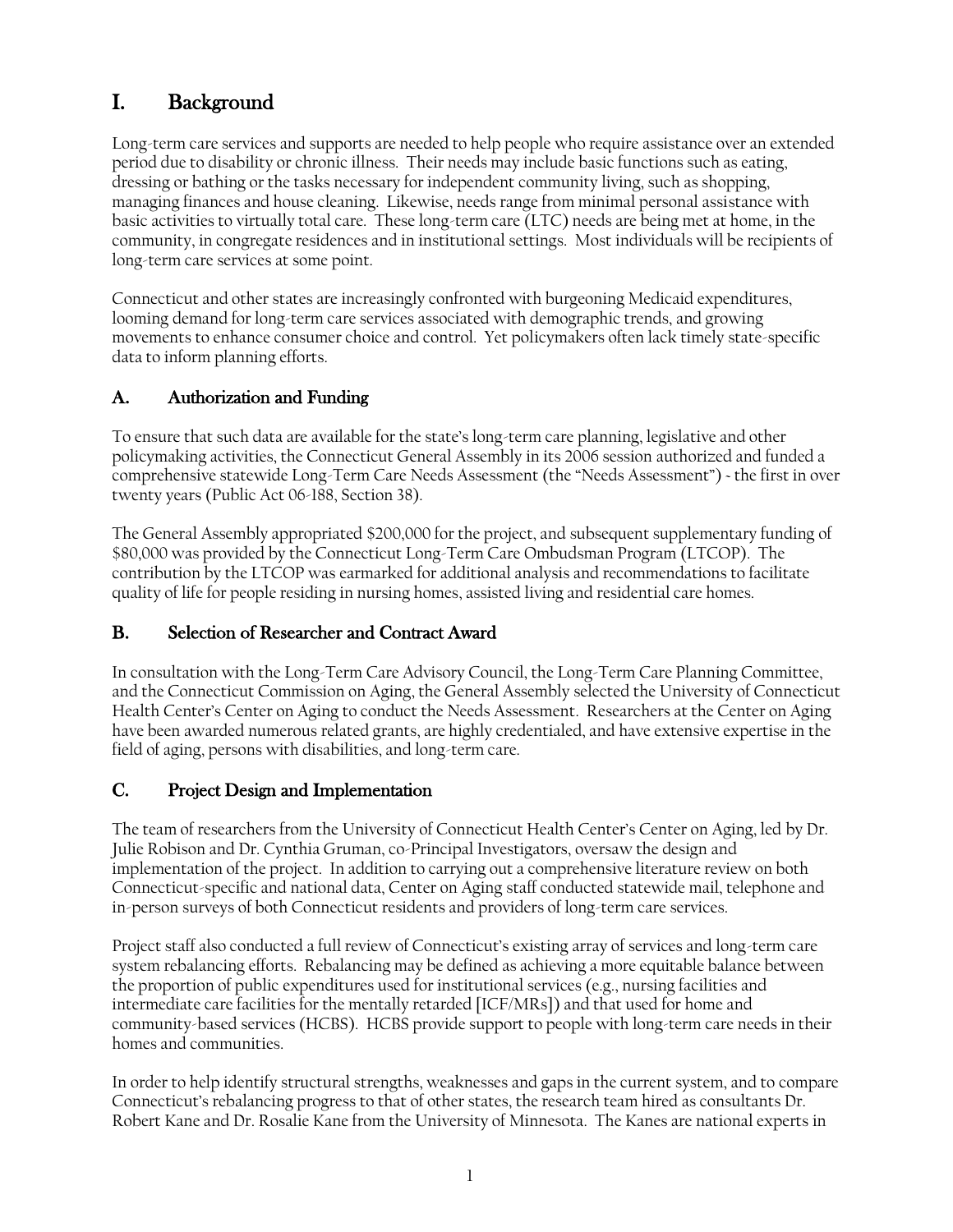# I. Background

Long-term care services and supports are needed to help people who require assistance over an extended period due to disability or chronic illness. Their needs may include basic functions such as eating, dressing or bathing or the tasks necessary for independent community living, such as shopping, managing finances and house cleaning. Likewise, needs range from minimal personal assistance with basic activities to virtually total care. These long-term care (LTC) needs are being met at home, in the community, in congregate residences and in institutional settings. Most individuals will be recipients of long-term care services at some point.

Connecticut and other states are increasingly confronted with burgeoning Medicaid expenditures, looming demand for long-term care services associated with demographic trends, and growing movements to enhance consumer choice and control. Yet policymakers often lack timely state-specific data to inform planning efforts.

## A. Authorization and Funding

To ensure that such data are available for the state's long-term care planning, legislative and other policymaking activities, the Connecticut General Assembly in its 2006 session authorized and funded a comprehensive statewide Long-Term Care Needs Assessment (the "Needs Assessment") - the first in over twenty years (Public Act 06-188, Section 38).

The General Assembly appropriated $200,000 for the project, and subsequent supplementary funding of $80,000 was provided by the Connecticut Long-Term Care Ombudsman Program (LTCOP). The contribution by the LTCOP was earmarked for additional analysis and recommendations to facilitate quality of life for people residing in nursing homes, assisted living and residential care homes.

## B. Selection of Researcher and Contract Award

In consultation with the Long-Term Care Advisory Council, the Long-Term Care Planning Committee, and the Connecticut Commission on Aging, the General Assembly selected the University of Connecticut Health Center's Center on Aging to conduct the Needs Assessment. Researchers at the Center on Aging have been awarded numerous related grants, are highly credentialed, and have extensive expertise in the field of aging, persons with disabilities, and long-term care.

## C. Project Design and Implementation

The team of researchers from the University of Connecticut Health Center's Center on Aging, led by Dr. Julie Robison and Dr. Cynthia Gruman, co-Principal Investigators, oversaw the design and implementation of the project. In addition to carrying out a comprehensive literature review on both Connecticut-specific and national data, Center on Aging staff conducted statewide mail, telephone and in-person surveys of both Connecticut residents and providers of long-term care services.

Project staff also conducted a full review of Connecticut's existing array of services and long-term care system rebalancing efforts. Rebalancing may be defined as achieving a more equitable balance between the proportion of public expenditures used for institutional services (e.g., nursing facilities and intermediate care facilities for the mentally retarded [ICF/MRs]) and that used for home and community-based services (HCBS). HCBS provide support to people with long-term care needs in their homes and communities.

In order to help identify structural strengths, weaknesses and gaps in the current system, and to compare Connecticut's rebalancing progress to that of other states, the research team hired as consultants Dr. Robert Kane and Dr. Rosalie Kane from the University of Minnesota. The Kanes are national experts in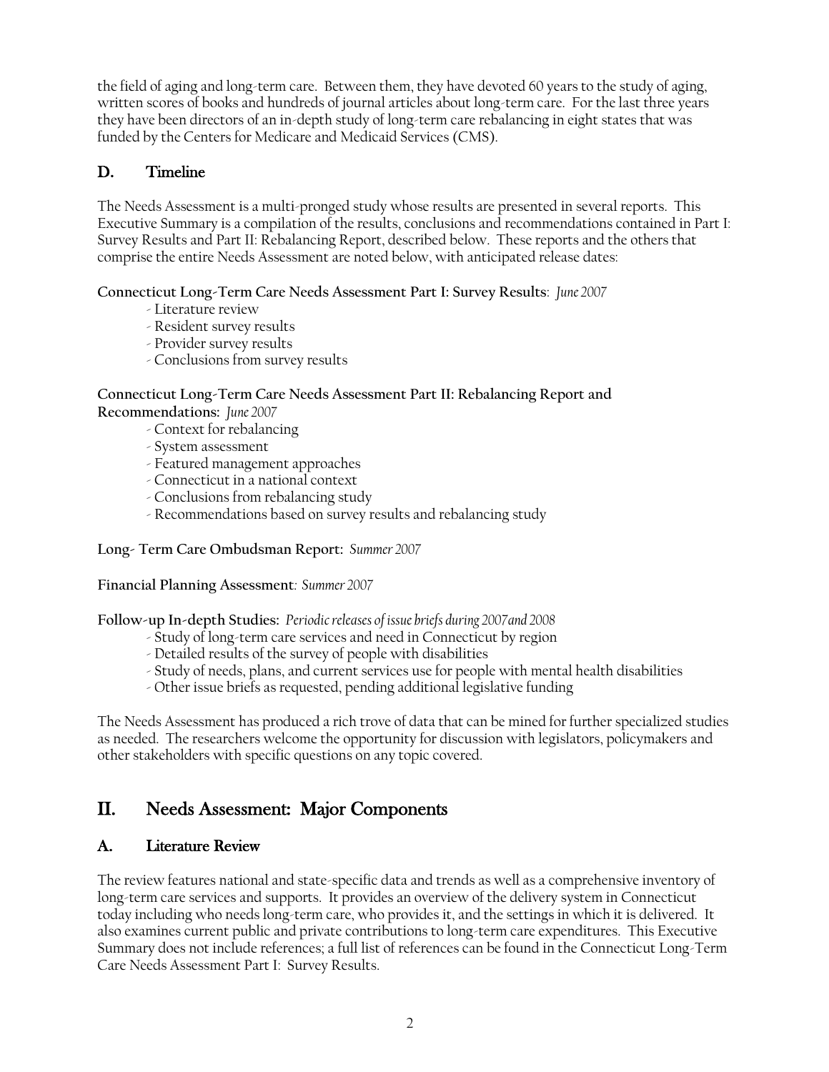the field of aging and long-term care. Between them, they have devoted 60 years to the study of aging, written scores of books and hundreds of journal articles about long-term care. For the last three years they have been directors of an in-depth study of long-term care rebalancing in eight states that was funded by the Centers for Medicare and Medicaid Services (CMS).

### D. Timeline

The Needs Assessment is a multi-pronged study whose results are presented in several reports. This Executive Summary is a compilation of the results, conclusions and recommendations contained in Part I: Survey Results and Part II: Rebalancing Report, described below. These reports and the others that comprise the entire Needs Assessment are noted below, with anticipated release dates:

**Connecticut Long-Term Care Needs Assessment Part I: Survey Results**: *June 2007*

- Literature review
- Resident survey results
- Provider survey results
- Conclusions from survey results

**Connecticut Long-Term Care Needs Assessment Part II: Rebalancing Report and Recommendations:** *June 2007*

- Context for rebalancing
- System assessment
- Featured management approaches
- Connecticut in a national context
- Conclusions from rebalancing study
- Recommendations based on survey results and rebalancing study

**Long- Term Care Ombudsman Report:** *Summer 2007*

**Financial Planning Assessment***: Summer 2007*

**Follow-up In-depth Studies:** *Periodic releases of issue briefs during 2007 and 2008*

- Study of long-term care services and need in Connecticut by region
- Detailed results of the survey of people with disabilities
- Study of needs, plans, and current services use for people with mental health disabilities
- Other issue briefs as requested, pending additional legislative funding

The Needs Assessment has produced a rich trove of data that can be mined for further specialized studies as needed. The researchers welcome the opportunity for discussion with legislators, policymakers and other stakeholders with specific questions on any topic covered.

## II. Needs Assessment: Major Components

### A. Literature Review

The review features national and state-specific data and trends as well as a comprehensive inventory of long-term care services and supports. It provides an overview of the delivery system in Connecticut today including who needs long-term care, who provides it, and the settings in which it is delivered. It also examines current public and private contributions to long-term care expenditures. This Executive Summary does not include references; a full list of references can be found in the Connecticut Long-Term Care Needs Assessment Part I: Survey Results.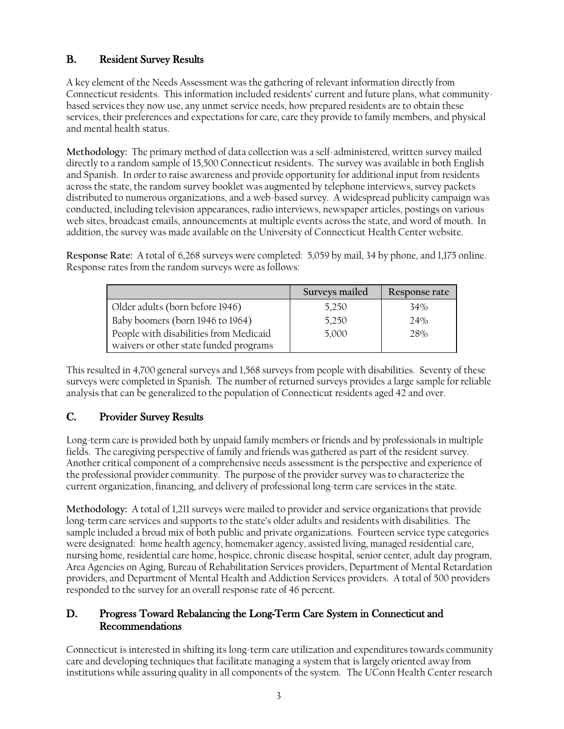## B. Resident Survey Results

A key element of the Needs Assessment was the gathering of relevant information directly from Connecticut residents. This information included residents' current and future plans, what community-based services they now use, any unmet service needs, how prepared residents are to obtain these services, their preferences and expectations for care, care they provide to family members, and physical and mental health status.

**Methodology:** The primary method of data collection was a self-administered, written survey mailed directly to a random sample of 15,500 Connecticut residents. The survey was available in both English and Spanish. In order to raise awareness and provide opportunity for additional input from residents across the state, the random survey booklet was augmented by telephone interviews, survey packets distributed to numerous organizations, and a web-based survey. A widespread publicity campaign was conducted, including television appearances, radio interviews, newspaper articles, postings on various web sites, broadcast emails, announcements at multiple events across the state, and word of mouth. In addition, the survey was made available on the University of Connecticut Health Center website.

**Response Rate:** A total of 6,268 surveys were completed: 5,059 by mail, 34 by phone, and 1,175 online. Response rates from the random surveys were as follows:

| | Surveys mailed | Response rate |
|---|---|---|
| Older adults (born before 1946) | 5,250 | 34% |
| Baby boomers (born 1946 to 1964) | 5,250 | 24% |
| People with disabilities from Medicaid waivers or other state funded programs | 5,000 | 28% |

This resulted in 4,700 general surveys and 1,568 surveys from people with disabilities. Seventy of these surveys were completed in Spanish. The number of returned surveys provides a large sample for reliable analysis that can be generalized to the population of Connecticut residents aged 42 and over.

## C. Provider Survey Results

Long-term care is provided both by unpaid family members or friends and by professionals in multiple fields. The caregiving perspective of family and friends was gathered as part of the resident survey. Another critical component of a comprehensive needs assessment is the perspective and experience of the professional provider community. The purpose of the provider survey was to characterize the current organization, financing, and delivery of professional long-term care services in the state.

**Methodology:** A total of 1,211 surveys were mailed to provider and service organizations that provide long-term care services and supports to the state's older adults and residents with disabilities. The sample included a broad mix of both public and private organizations. Fourteen service type categories were designated: home health agency, homemaker agency, assisted living, managed residential care, nursing home, residential care home, hospice, chronic disease hospital, senior center, adult day program, Area Agencies on Aging, Bureau of Rehabilitation Services providers, Department of Mental Retardation providers, and Department of Mental Health and Addiction Services providers. A total of 500 providers responded to the survey for an overall response rate of 46 percent.

## D. Progress Toward Rebalancing the Long-Term Care System in Connecticut and Recommendations

Connecticut is interested in shifting its long-term care utilization and expenditures towards community care and developing techniques that facilitate managing a system that is largely oriented away from institutions while assuring quality in all components of the system. The UConn Health Center research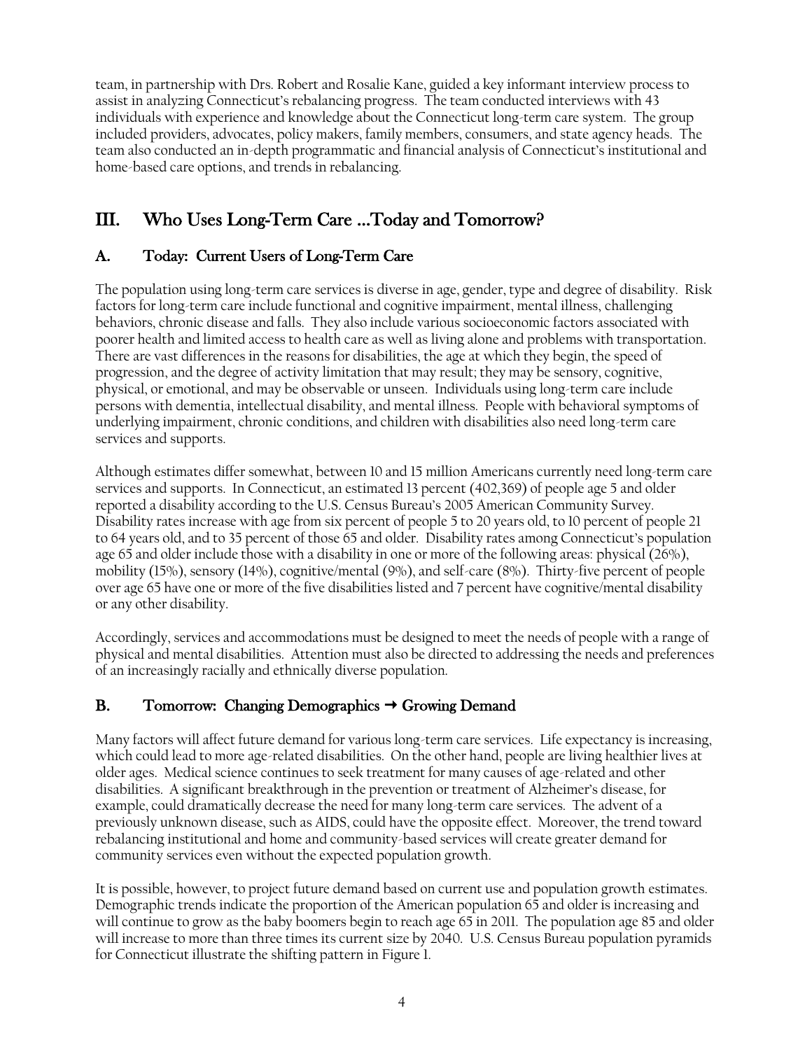team, in partnership with Drs. Robert and Rosalie Kane, guided a key informant interview process to assist in analyzing Connecticut's rebalancing progress. The team conducted interviews with 43 individuals with experience and knowledge about the Connecticut long-term care system. The group included providers, advocates, policy makers, family members, consumers, and state agency heads. The team also conducted an in-depth programmatic and financial analysis of Connecticut's institutional and home-based care options, and trends in rebalancing.

# III. Who Uses Long-Term Care …Today and Tomorrow?

## A. Today: Current Users of Long-Term Care

The population using long-term care services is diverse in age, gender, type and degree of disability. Risk factors for long-term care include functional and cognitive impairment, mental illness, challenging behaviors, chronic disease and falls. They also include various socioeconomic factors associated with poorer health and limited access to health care as well as living alone and problems with transportation. There are vast differences in the reasons for disabilities, the age at which they begin, the speed of progression, and the degree of activity limitation that may result; they may be sensory, cognitive, physical, or emotional, and may be observable or unseen. Individuals using long-term care include persons with dementia, intellectual disability, and mental illness. People with behavioral symptoms of underlying impairment, chronic conditions, and children with disabilities also need long-term care services and supports.

Although estimates differ somewhat, between 10 and 15 million Americans currently need long-term care services and supports. In Connecticut, an estimated 13 percent (402,369) of people age 5 and older reported a disability according to the U.S. Census Bureau's 2005 American Community Survey. Disability rates increase with age from six percent of people 5 to 20 years old, to 10 percent of people 21 to 64 years old, and to 35 percent of those 65 and older. Disability rates among Connecticut's population age 65 and older include those with a disability in one or more of the following areas: physical (26%), mobility (15%), sensory (14%), cognitive/mental (9%), and self-care (8%). Thirty-five percent of people over age 65 have one or more of the five disabilities listed and 7 percent have cognitive/mental disability or any other disability.

Accordingly, services and accommodations must be designed to meet the needs of people with a range of physical and mental disabilities. Attention must also be directed to addressing the needs and preferences of an increasingly racially and ethnically diverse population.

## B. Tomorrow: Changing Demographics → Growing Demand

Many factors will affect future demand for various long-term care services. Life expectancy is increasing, which could lead to more age-related disabilities. On the other hand, people are living healthier lives at older ages. Medical science continues to seek treatment for many causes of age-related and other disabilities. A significant breakthrough in the prevention or treatment of Alzheimer's disease, for example, could dramatically decrease the need for many long-term care services. The advent of a previously unknown disease, such as AIDS, could have the opposite effect. Moreover, the trend toward rebalancing institutional and home and community-based services will create greater demand for community services even without the expected population growth.

It is possible, however, to project future demand based on current use and population growth estimates. Demographic trends indicate the proportion of the American population 65 and older is increasing and will continue to grow as the baby boomers begin to reach age 65 in 2011. The population age 85 and older will increase to more than three times its current size by 2040. U.S. Census Bureau population pyramids for Connecticut illustrate the shifting pattern in Figure 1.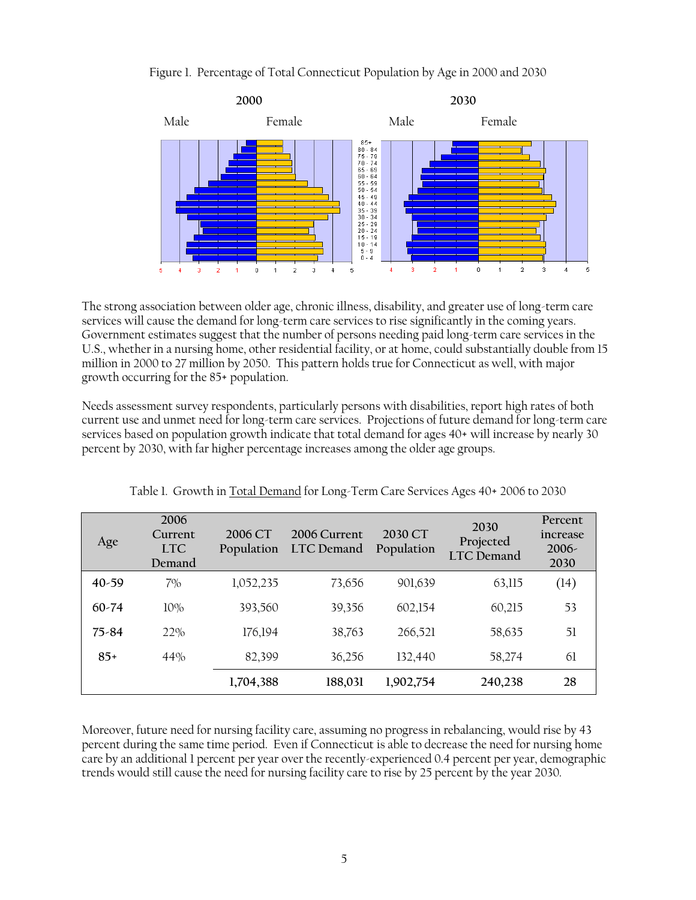Figure 1. Percentage of Total Connecticut Population by Age in 2000 and 2030

The strong association between older age, chronic illness, disability, and greater use of long-term care services will cause the demand for long-term care services to rise significantly in the coming years. Government estimates suggest that the number of persons needing paid long-term care services in the U.S., whether in a nursing home, other residential facility, or at home, could substantially double from 15 million in 2000 to 27 million by 2050. This pattern holds true for Connecticut as well, with major growth occurring for the 85+ population.

Needs assessment survey respondents, particularly persons with disabilities, report high rates of both current use and unmet need for long-term care services. Projections of future demand for long-term care services based on population growth indicate that total demand for ages 40+ will increase by nearly 30 percent by 2030, with far higher percentage increases among the older age groups.

Table 1. Growth in Total Demand for Long-Term Care Services Ages 40+ 2006 to 2030

| Age | 2006 Current LTC Demand | 2006 CT Population | 2006 Current LTC Demand | 2030 CT Population | 2030 Projected LTC Demand | Percent increase 2006-2030 |
|---|---|---|---|---|---|---|
| 40-59 | 7% | 1,052,235 | 73,656 | 901,639 | 63,115 | (14) |
| 60-74 | 10% | 393,560 | 39,356 | 602,154 | 60,215 | 53 |
| 75-84 | 22% | 176,194 | 38,763 | 266,521 | 58,635 | 51 |
| 85+ | 44% | 82,399 | 36,256 | 132,440 | 58,274 | 61 |
| | | **1,704,388** | **188,031** | **1,902,754** | **240,238** | **28** |

Moreover, future need for nursing facility care, assuming no progress in rebalancing, would rise by 43 percent during the same time period. Even if Connecticut is able to decrease the need for nursing home care by an additional 1 percent per year over the recently-experienced 0.4 percent per year, demographic trends would still cause the need for nursing facility care to rise by 25 percent by the year 2030.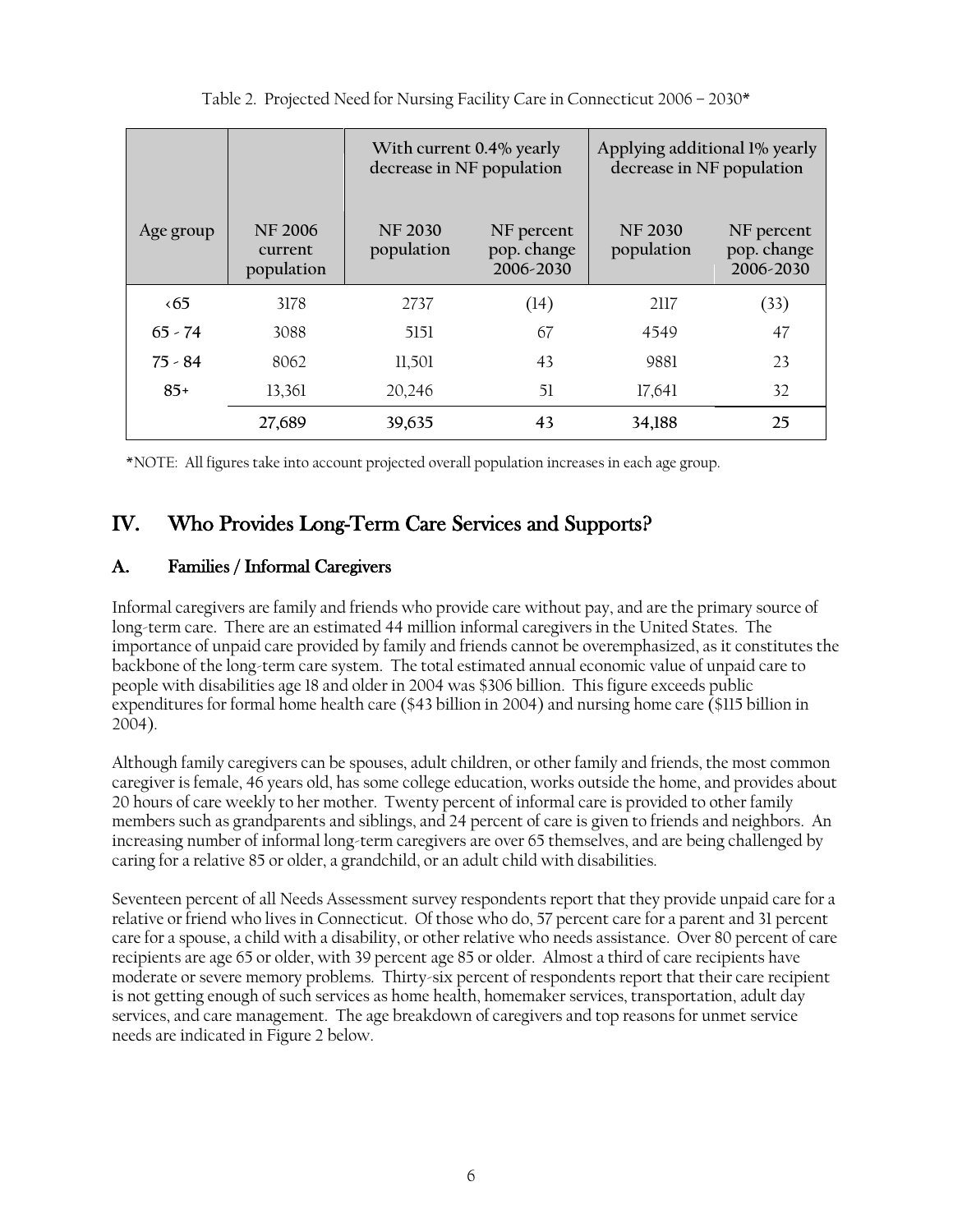Table 2. Projected Need for Nursing Facility Care in Connecticut 2006 – 2030*

| | | With current 0.4% yearly decrease in NF population | | Applying additional 1% yearly decrease in NF population | |
|---|---|---|---|---|---|
| Age group | NF 2006 current population | NF 2030 population | NF percent pop. change 2006-2030 | NF 2030 population | NF percent pop. change 2006-2030 |
| <65 | 3178 | 2737 | (14) | 2117 | (33) |
| 65 - 74 | 3088 | 5151 | 67 | 4549 | 47 |
| 75 - 84 | 8062 | 11,501 | 43 | 9881 | 23 |
| 85+ | 13,361 | 20,246 | 51 | 17,641 | 32 |
| | **27,689** | **39,635** | **43** | **34,188** | **25** |

*NOTE: All figures take into account projected overall population increases in each age group.

# IV. Who Provides Long-Term Care Services and Supports?

## A. Families / Informal Caregivers

Informal caregivers are family and friends who provide care without pay, and are the primary source of long-term care. There are an estimated 44 million informal caregivers in the United States. The importance of unpaid care provided by family and friends cannot be overemphasized, as it constitutes the backbone of the long-term care system. The total estimated annual economic value of unpaid care to people with disabilities age 18 and older in 2004 was $306 billion. This figure exceeds public expenditures for formal home health care ($43 billion in 2004) and nursing home care ($115 billion in 2004).

Although family caregivers can be spouses, adult children, or other family and friends, the most common caregiver is female, 46 years old, has some college education, works outside the home, and provides about 20 hours of care weekly to her mother. Twenty percent of informal care is provided to other family members such as grandparents and siblings, and 24 percent of care is given to friends and neighbors. An increasing number of informal long-term caregivers are over 65 themselves, and are being challenged by caring for a relative 85 or older, a grandchild, or an adult child with disabilities.

Seventeen percent of all Needs Assessment survey respondents report that they provide unpaid care for a relative or friend who lives in Connecticut. Of those who do, 57 percent care for a parent and 31 percent care for a spouse, a child with a disability, or other relative who needs assistance. Over 80 percent of care recipients are age 65 or older, with 39 percent age 85 or older. Almost a third of care recipients have moderate or severe memory problems. Thirty-six percent of respondents report that their care recipient is not getting enough of such services as home health, homemaker services, transportation, adult day services, and care management. The age breakdown of caregivers and top reasons for unmet service needs are indicated in Figure 2 below.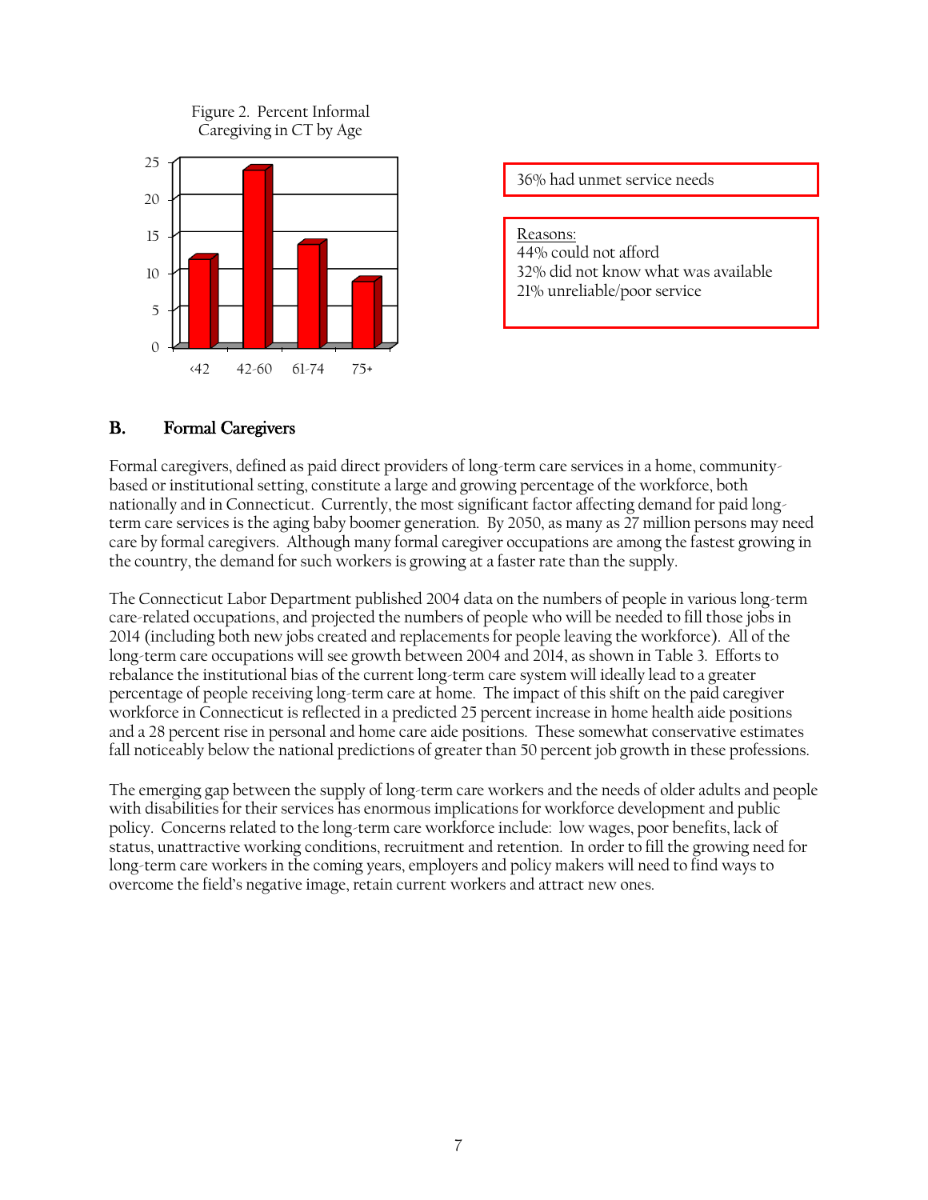Figure 2. Percent Informal Caregiving in CT by Age

36% had unmet service needs

Reasons:
44% could not afford
32% did not know what was available
21% unreliable/poor service

## B. Formal Caregivers

Formal caregivers, defined as paid direct providers of long-term care services in a home, community-based or institutional setting, constitute a large and growing percentage of the workforce, both nationally and in Connecticut. Currently, the most significant factor affecting demand for paid long-term care services is the aging baby boomer generation. By 2050, as many as 27 million persons may need care by formal caregivers. Although many formal caregiver occupations are among the fastest growing in the country, the demand for such workers is growing at a faster rate than the supply.

The Connecticut Labor Department published 2004 data on the numbers of people in various long-term care-related occupations, and projected the numbers of people who will be needed to fill those jobs in 2014 (including both new jobs created and replacements for people leaving the workforce). All of the long-term care occupations will see growth between 2004 and 2014, as shown in Table 3. Efforts to rebalance the institutional bias of the current long-term care system will ideally lead to a greater percentage of people receiving long-term care at home. The impact of this shift on the paid caregiver workforce in Connecticut is reflected in a predicted 25 percent increase in home health aide positions and a 28 percent rise in personal and home care aide positions. These somewhat conservative estimates fall noticeably below the national predictions of greater than 50 percent job growth in these professions.

The emerging gap between the supply of long-term care workers and the needs of older adults and people with disabilities for their services has enormous implications for workforce development and public policy. Concerns related to the long-term care workforce include: low wages, poor benefits, lack of status, unattractive working conditions, recruitment and retention. In order to fill the growing need for long-term care workers in the coming years, employers and policy makers will need to find ways to overcome the field's negative image, retain current workers and attract new ones.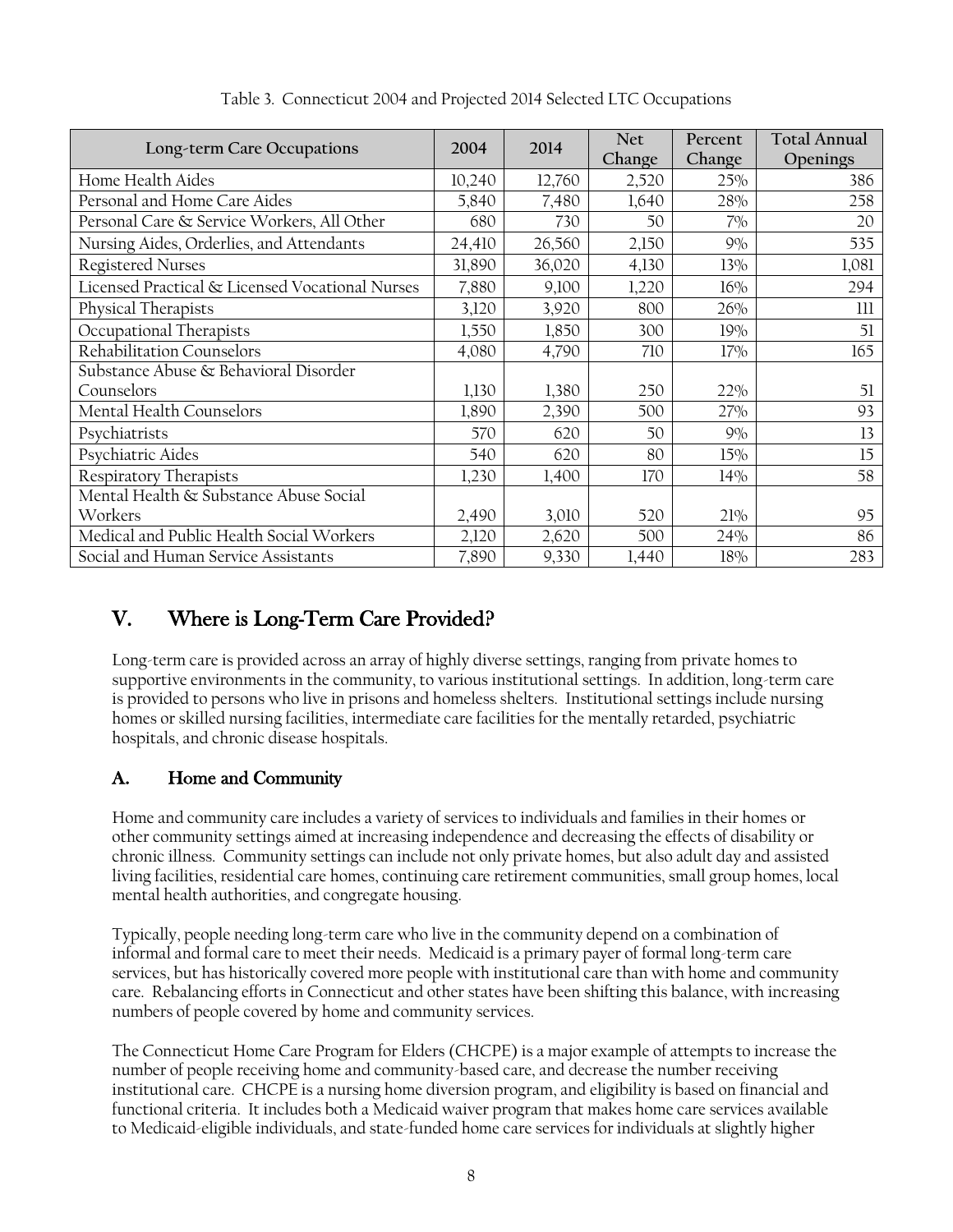Table 3. Connecticut 2004 and Projected 2014 Selected LTC Occupations

| Long-term Care Occupations | 2004 | 2014 | Net Change | Percent Change | Total Annual Openings |
|---|---|---|---|---|---|
| Home Health Aides | 10,240 | 12,760 | 2,520 | 25% | 386 |
| Personal and Home Care Aides | 5,840 | 7,480 | 1,640 | 28% | 258 |
| Personal Care & Service Workers, All Other | 680 | 730 | 50 | 7% | 20 |
| Nursing Aides, Orderlies, and Attendants | 24,410 | 26,560 | 2,150 | 9% | 535 |
| Registered Nurses | 31,890 | 36,020 | 4,130 | 13% | 1,081 |
| Licensed Practical & Licensed Vocational Nurses | 7,880 | 9,100 | 1,220 | 16% | 294 |
| Physical Therapists | 3,120 | 3,920 | 800 | 26% | 111 |
| Occupational Therapists | 1,550 | 1,850 | 300 | 19% | 51 |
| Rehabilitation Counselors | 4,080 | 4,790 | 710 | 17% | 165 |
| Substance Abuse & Behavioral Disorder Counselors | 1,130 | 1,380 | 250 | 22% | 51 |
| Mental Health Counselors | 1,890 | 2,390 | 500 | 27% | 93 |
| Psychiatrists | 570 | 620 | 50 | 9% | 13 |
| Psychiatric Aides | 540 | 620 | 80 | 15% | 15 |
| Respiratory Therapists | 1,230 | 1,400 | 170 | 14% | 58 |
| Mental Health & Substance Abuse Social Workers | 2,490 | 3,010 | 520 | 21% | 95 |
| Medical and Public Health Social Workers | 2,120 | 2,620 | 500 | 24% | 86 |
| Social and Human Service Assistants | 7,890 | 9,330 | 1,440 | 18% | 283 |

## V. Where is Long-Term Care Provided?

Long-term care is provided across an array of highly diverse settings, ranging from private homes to supportive environments in the community, to various institutional settings. In addition, long-term care is provided to persons who live in prisons and homeless shelters. Institutional settings include nursing homes or skilled nursing facilities, intermediate care facilities for the mentally retarded, psychiatric hospitals, and chronic disease hospitals.

### A. Home and Community

Home and community care includes a variety of services to individuals and families in their homes or other community settings aimed at increasing independence and decreasing the effects of disability or chronic illness. Community settings can include not only private homes, but also adult day and assisted living facilities, residential care homes, continuing care retirement communities, small group homes, local mental health authorities, and congregate housing.

Typically, people needing long-term care who live in the community depend on a combination of informal and formal care to meet their needs. Medicaid is a primary payer of formal long-term care services, but has historically covered more people with institutional care than with home and community care. Rebalancing efforts in Connecticut and other states have been shifting this balance, with increasing numbers of people covered by home and community services.

The Connecticut Home Care Program for Elders (CHCPE) is a major example of attempts to increase the number of people receiving home and community-based care, and decrease the number receiving institutional care. CHCPE is a nursing home diversion program, and eligibility is based on financial and functional criteria. It includes both a Medicaid waiver program that makes home care services available to Medicaid-eligible individuals, and state-funded home care services for individuals at slightly higher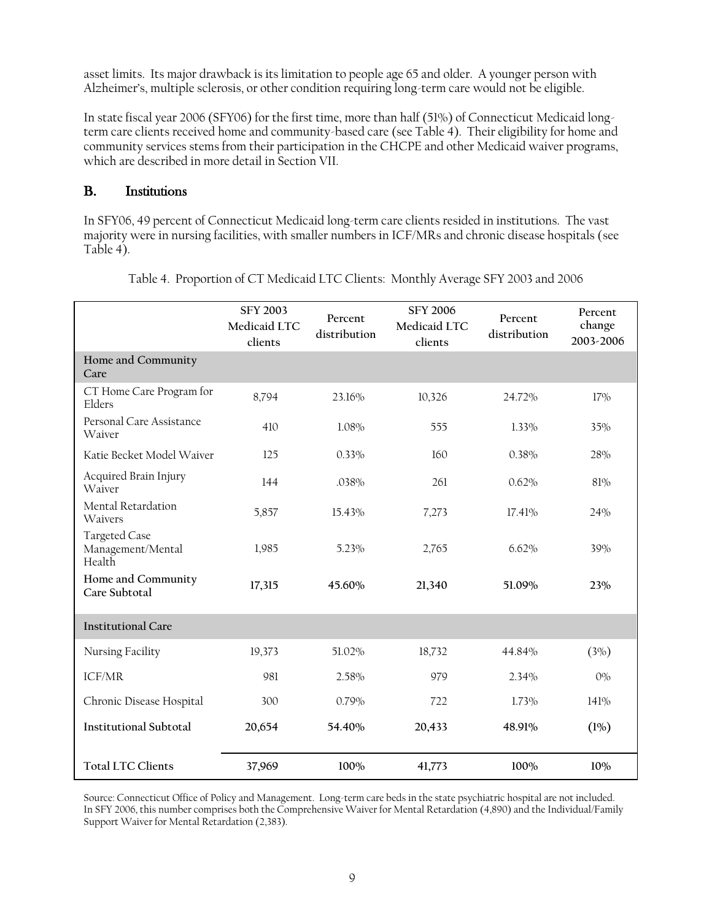asset limits. Its major drawback is its limitation to people age 65 and older. A younger person with Alzheimer's, multiple sclerosis, or other condition requiring long-term care would not be eligible.

In state fiscal year 2006 (SFY06) for the first time, more than half (51%) of Connecticut Medicaid long-term care clients received home and community-based care (see Table 4). Their eligibility for home and community services stems from their participation in the CHCPE and other Medicaid waiver programs, which are described in more detail in Section VII.

## B. Institutions

In SFY06, 49 percent of Connecticut Medicaid long-term care clients resided in institutions. The vast majority were in nursing facilities, with smaller numbers in ICF/MRs and chronic disease hospitals (see Table 4).

Table 4. Proportion of CT Medicaid LTC Clients: Monthly Average SFY 2003 and 2006

| | SFY 2003 Medicaid LTC clients | Percent distribution | SFY 2006 Medicaid LTC clients | Percent distribution | Percent change 2003-2006 |
|---|---|---|---|---|---|
| **Home and Community Care** | | | | | |
| CT Home Care Program for Elders | 8,794 | 23.16% | 10,326 | 24.72% | 17% |
| Personal Care Assistance Waiver | 410 | 1.08% | 555 | 1.33% | 35% |
| Katie Becket Model Waiver | 125 | 0.33% | 160 | 0.38% | 28% |
| Acquired Brain Injury Waiver | 144 | .038% | 261 | 0.62% | 81% |
| Mental Retardation Waivers | 5,857 | 15.43% | 7,273 | 17.41% | 24% |
| Targeted Case Management/Mental Health | 1,985 | 5.23% | 2,765 | 6.62% | 39% |
| **Home and Community Care Subtotal** | **17,315** | **45.60%** | **21,340** | **51.09%** | **23%** |
| **Institutional Care** | | | | | |
| Nursing Facility | 19,373 | 51.02% | 18,732 | 44.84% | (3%) |
| ICF/MR | 981 | 2.58% | 979 | 2.34% | 0% |
| Chronic Disease Hospital | 300 | 0.79% | 722 | 1.73% | 141% |
| **Institutional Subtotal** | **20,654** | **54.40%** | **20,433** | **48.91%** | **(1%)** |
| **Total LTC Clients** | **37,969** | **100%** | **41,773** | **100%** | **10%** |

Source: Connecticut Office of Policy and Management. Long-term care beds in the state psychiatric hospital are not included. In SFY 2006, this number comprises both the Comprehensive Waiver for Mental Retardation (4,890) and the Individual/Family Support Waiver for Mental Retardation (2,383).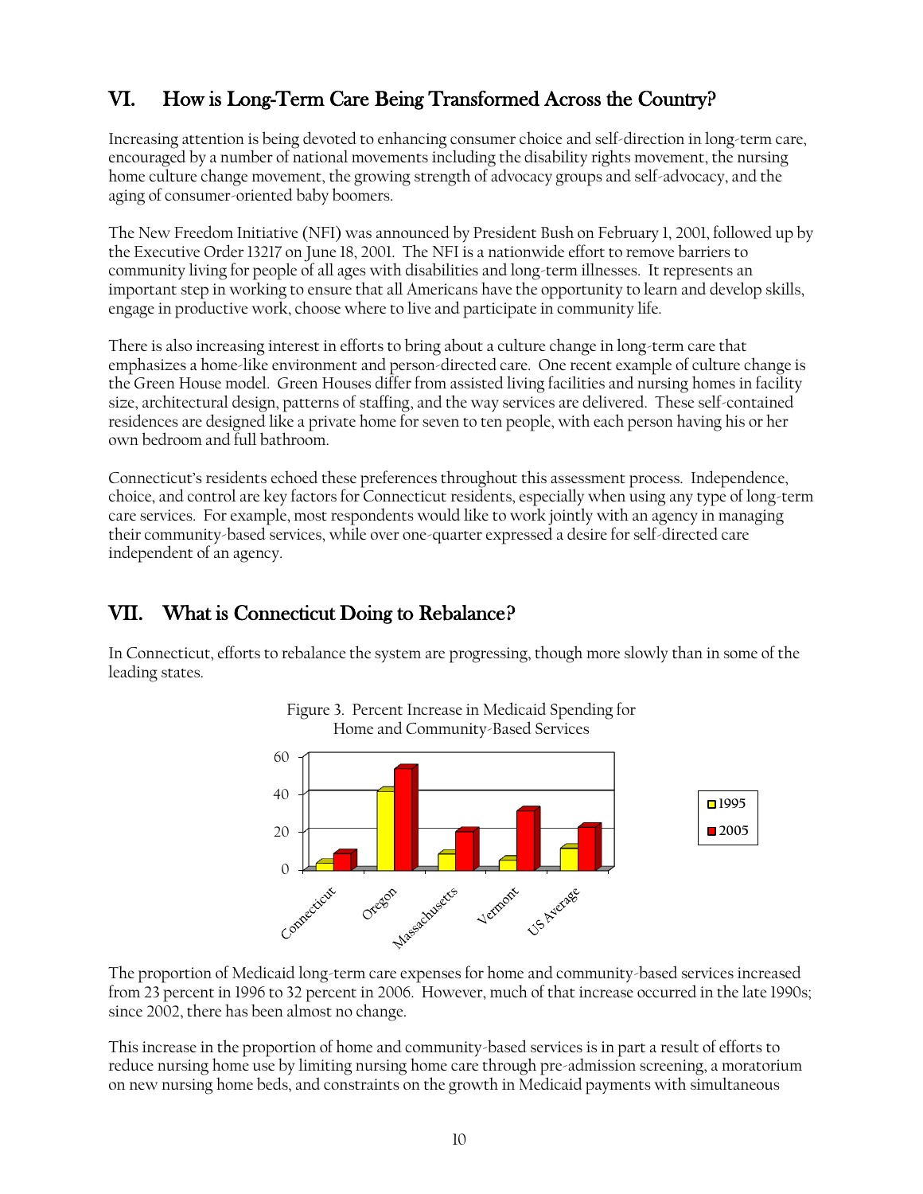## VI. How is Long-Term Care Being Transformed Across the Country?

Increasing attention is being devoted to enhancing consumer choice and self-direction in long-term care, encouraged by a number of national movements including the disability rights movement, the nursing home culture change movement, the growing strength of advocacy groups and self-advocacy, and the aging of consumer-oriented baby boomers.

The New Freedom Initiative (NFI) was announced by President Bush on February 1, 2001, followed up by the Executive Order 13217 on June 18, 2001. The NFI is a nationwide effort to remove barriers to community living for people of all ages with disabilities and long-term illnesses. It represents an important step in working to ensure that all Americans have the opportunity to learn and develop skills, engage in productive work, choose where to live and participate in community life.

There is also increasing interest in efforts to bring about a culture change in long-term care that emphasizes a home-like environment and person-directed care. One recent example of culture change is the Green House model. Green Houses differ from assisted living facilities and nursing homes in facility size, architectural design, patterns of staffing, and the way services are delivered. These self-contained residences are designed like a private home for seven to ten people, with each person having his or her own bedroom and full bathroom.

Connecticut's residents echoed these preferences throughout this assessment process. Independence, choice, and control are key factors for Connecticut residents, especially when using any type of long-term care services. For example, most respondents would like to work jointly with an agency in managing their community-based services, while over one-quarter expressed a desire for self-directed care independent of an agency.

## VII. What is Connecticut Doing to Rebalance?

In Connecticut, efforts to rebalance the system are progressing, though more slowly than in some of the leading states.

Figure 3. Percent Increase in Medicaid Spending for Home and Community-Based Services

The proportion of Medicaid long-term care expenses for home and community-based services increased from 23 percent in 1996 to 32 percent in 2006. However, much of that increase occurred in the late 1990s; since 2002, there has been almost no change.

This increase in the proportion of home and community-based services is in part a result of efforts to reduce nursing home use by limiting nursing home care through pre-admission screening, a moratorium on new nursing home beds, and constraints on the growth in Medicaid payments with simultaneous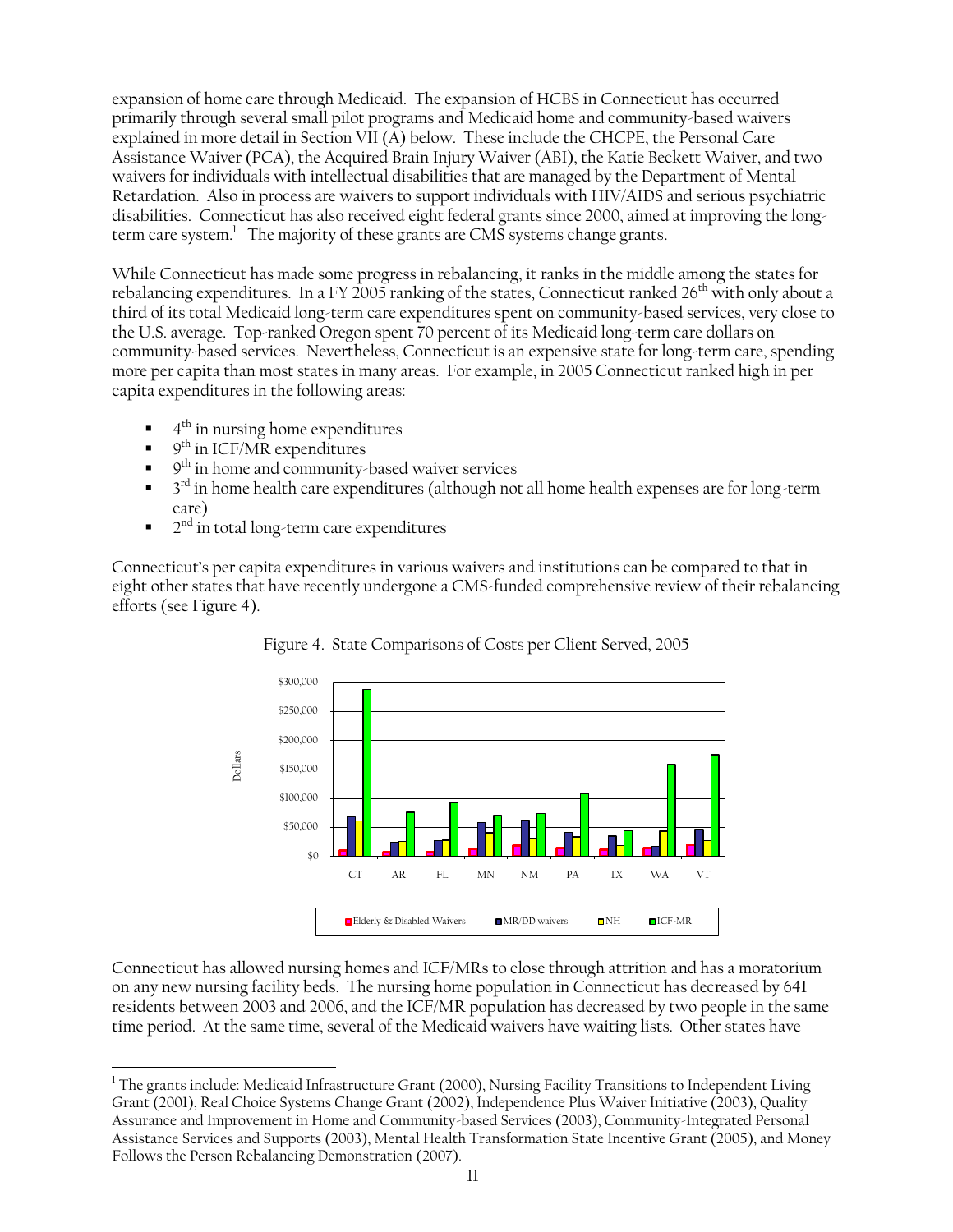expansion of home care through Medicaid. The expansion of HCBS in Connecticut has occurred primarily through several small pilot programs and Medicaid home and community-based waivers explained in more detail in Section VII (A) below. These include the CHCPE, the Personal Care Assistance Waiver (PCA), the Acquired Brain Injury Waiver (ABI), the Katie Beckett Waiver, and two waivers for individuals with intellectual disabilities that are managed by the Department of Mental Retardation. Also in process are waivers to support individuals with HIV/AIDS and serious psychiatric disabilities. Connecticut has also received eight federal grants since 2000, aimed at improving the long-term care system.[1] The majority of these grants are CMS systems change grants.

While Connecticut has made some progress in rebalancing, it ranks in the middle among the states for rebalancing expenditures. In a FY 2005 ranking of the states, Connecticut ranked 26th with only about a third of its total Medicaid long-term care expenditures spent on community-based services, very close to the U.S. average. Top-ranked Oregon spent 70 percent of its Medicaid long-term care dollars on community-based services. Nevertheless, Connecticut is an expensive state for long-term care, spending more per capita than most states in many areas. For example, in 2005 Connecticut ranked high in per capita expenditures in the following areas:

- 4th in nursing home expenditures
- 9th in ICF/MR expenditures
- 9th in home and community-based waiver services
- 3rd in home health care expenditures (although not all home health expenses are for long-term care)
- 2nd in total long-term care expenditures

Connecticut's per capita expenditures in various waivers and institutions can be compared to that in eight other states that have recently undergone a CMS-funded comprehensive review of their rebalancing efforts (see Figure 4).

Figure 4. State Comparisons of Costs per Client Served, 2005

Connecticut has allowed nursing homes and ICF/MRs to close through attrition and has a moratorium on any new nursing facility beds. The nursing home population in Connecticut has decreased by 641 residents between 2003 and 2006, and the ICF/MR population has decreased by two people in the same time period. At the same time, several of the Medicaid waivers have waiting lists. Other states have

[1] The grants include: Medicaid Infrastructure Grant (2000), Nursing Facility Transitions to Independent Living Grant (2001), Real Choice Systems Change Grant (2002), Independence Plus Waiver Initiative (2003), Quality Assurance and Improvement in Home and Community-based Services (2003), Community-Integrated Personal Assistance Services and Supports (2003), Mental Health Transformation State Incentive Grant (2005), and Money Follows the Person Rebalancing Demonstration (2007).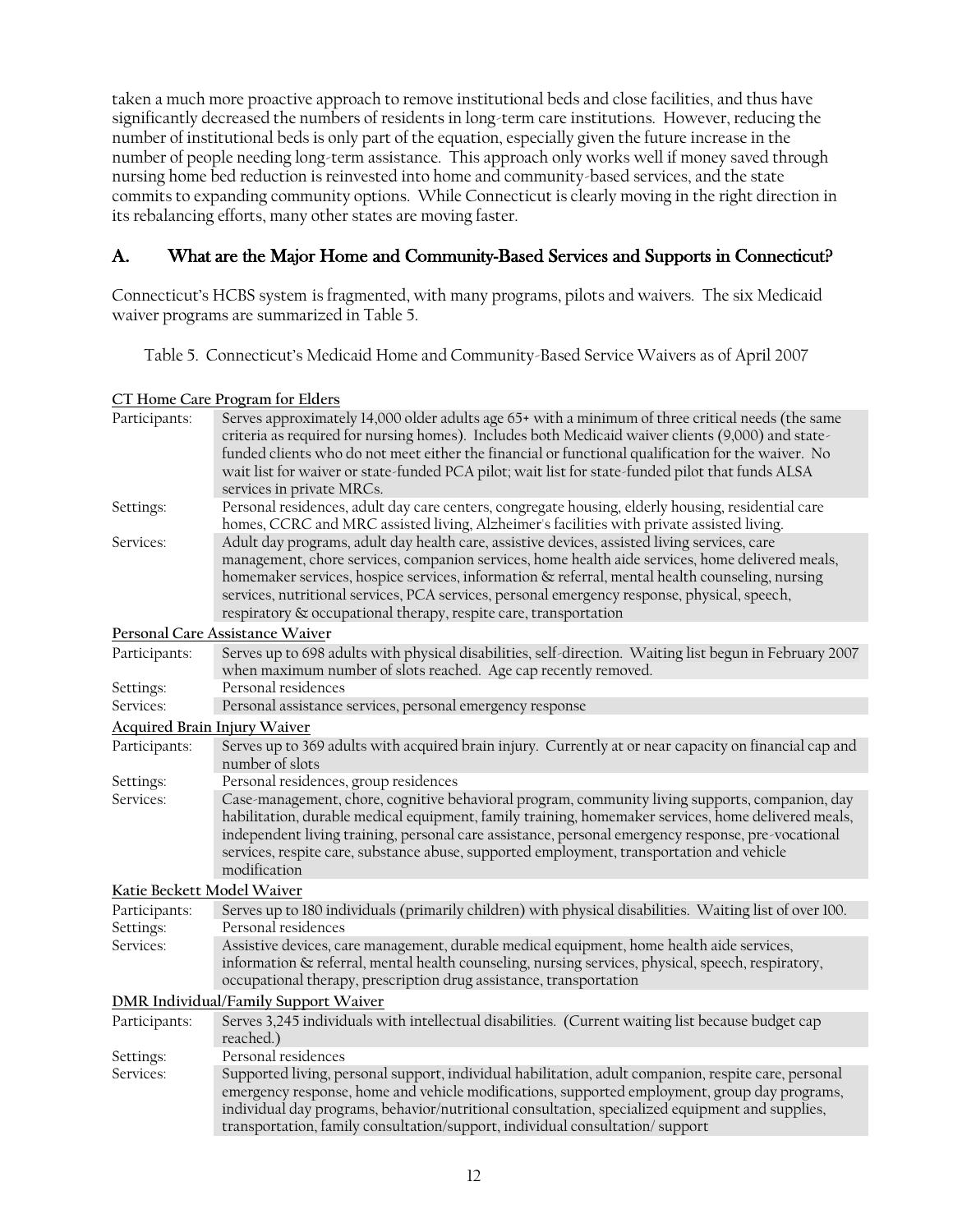taken a much more proactive approach to remove institutional beds and close facilities, and thus have significantly decreased the numbers of residents in long-term care institutions. However, reducing the number of institutional beds is only part of the equation, especially given the future increase in the number of people needing long-term assistance. This approach only works well if money saved through nursing home bed reduction is reinvested into home and community-based services, and the state commits to expanding community options. While Connecticut is clearly moving in the right direction in its rebalancing efforts, many other states are moving faster.

## A. What are the Major Home and Community-Based Services and Supports in Connecticut?

Connecticut's HCBS system is fragmented, with many programs, pilots and waivers. The six Medicaid waiver programs are summarized in Table 5.

Table 5. Connecticut's Medicaid Home and Community-Based Service Waivers as of April 2007

| | |
|---|---|
| **CT Home Care Program for Elders** | |
| Participants: | Serves approximately 14,000 older adults age 65+ with a minimum of three critical needs (the same criteria as required for nursing homes). Includes both Medicaid waiver clients (9,000) and state-funded clients who do not meet either the financial or functional qualification for the waiver. No wait list for waiver or state-funded PCA pilot; wait list for state-funded pilot that funds ALSA services in private MRCs. |
| Settings: | Personal residences, adult day care centers, congregate housing, elderly housing, residential care homes, CCRC and MRC assisted living, Alzheimer's facilities with private assisted living. |
| Services: | Adult day programs, adult day health care, assistive devices, assisted living services, care management, chore services, companion services, home health aide services, home delivered meals, homemaker services, hospice services, information & referral, mental health counseling, nursing services, nutritional services, PCA services, personal emergency response, physical, speech, respiratory & occupational therapy, respite care, transportation |
| **Personal Care Assistance Waiver** | |
| Participants: | Serves up to 698 adults with physical disabilities, self-direction. Waiting list begun in February 2007 when maximum number of slots reached. Age cap recently removed. |
| Settings: | Personal residences |
| Services: | Personal assistance services, personal emergency response |
| **Acquired Brain Injury Waiver** | |
| Participants: | Serves up to 369 adults with acquired brain injury. Currently at or near capacity on financial cap and number of slots |
| Settings: | Personal residences, group residences |
| Services: | Case-management, chore, cognitive behavioral program, community living supports, companion, day habilitation, durable medical equipment, family training, homemaker services, home delivered meals, independent living training, personal care assistance, personal emergency response, pre-vocational services, respite care, substance abuse, supported employment, transportation and vehicle modification |
| **Katie Beckett Model Waiver** | |
| Participants: | Serves up to 180 individuals (primarily children) with physical disabilities. Waiting list of over 100. |
| Settings: | Personal residences |
| Services: | Assistive devices, care management, durable medical equipment, home health aide services, information & referral, mental health counseling, nursing services, physical, speech, respiratory, occupational therapy, prescription drug assistance, transportation |
| **DMR Individual/Family Support Waiver** | |
| Participants: | Serves 3,245 individuals with intellectual disabilities. (Current waiting list because budget cap reached.) |
| Settings: | Personal residences |
| Services: | Supported living, personal support, individual habilitation, adult companion, respite care, personal emergency response, home and vehicle modifications, supported employment, group day programs, individual day programs, behavior/nutritional consultation, specialized equipment and supplies, transportation, family consultation/support, individual consultation/ support |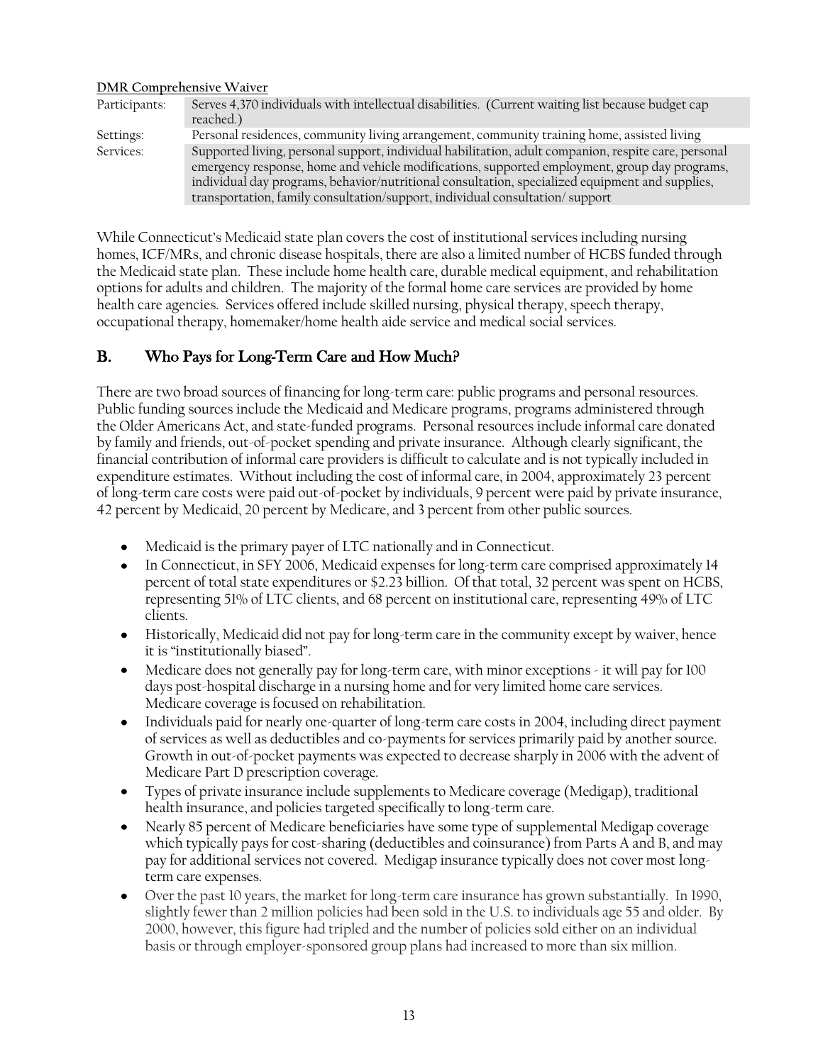**DMR Comprehensive Waiver**

| | |
|---|---|
| Participants: | Serves 4,370 individuals with intellectual disabilities. (Current waiting list because budget cap reached.) |
| Settings: | Personal residences, community living arrangement, community training home, assisted living |
| Services: | Supported living, personal support, individual habilitation, adult companion, respite care, personal emergency response, home and vehicle modifications, supported employment, group day programs, individual day programs, behavior/nutritional consultation, specialized equipment and supplies, transportation, family consultation/support, individual consultation/ support |

While Connecticut's Medicaid state plan covers the cost of institutional services including nursing homes, ICF/MRs, and chronic disease hospitals, there are also a limited number of HCBS funded through the Medicaid state plan. These include home health care, durable medical equipment, and rehabilitation options for adults and children. The majority of the formal home care services are provided by home health care agencies. Services offered include skilled nursing, physical therapy, speech therapy, occupational therapy, homemaker/home health aide service and medical social services.

## B. Who Pays for Long-Term Care and How Much?

There are two broad sources of financing for long-term care: public programs and personal resources. Public funding sources include the Medicaid and Medicare programs, programs administered through the Older Americans Act, and state-funded programs. Personal resources include informal care donated by family and friends, out-of-pocket spending and private insurance. Although clearly significant, the financial contribution of informal care providers is difficult to calculate and is not typically included in expenditure estimates. Without including the cost of informal care, in 2004, approximately 23 percent of long-term care costs were paid out-of-pocket by individuals, 9 percent were paid by private insurance, 42 percent by Medicaid, 20 percent by Medicare, and 3 percent from other public sources.

- Medicaid is the primary payer of LTC nationally and in Connecticut.
- In Connecticut, in SFY 2006, Medicaid expenses for long-term care comprised approximately 14 percent of total state expenditures or $2.23 billion. Of that total, 32 percent was spent on HCBS, representing 51% of LTC clients, and 68 percent on institutional care, representing 49% of LTC clients.
- Historically, Medicaid did not pay for long-term care in the community except by waiver, hence it is "institutionally biased".
- Medicare does not generally pay for long-term care, with minor exceptions - it will pay for 100 days post-hospital discharge in a nursing home and for very limited home care services. Medicare coverage is focused on rehabilitation.
- Individuals paid for nearly one-quarter of long-term care costs in 2004, including direct payment of services as well as deductibles and co-payments for services primarily paid by another source. Growth in out-of-pocket payments was expected to decrease sharply in 2006 with the advent of Medicare Part D prescription coverage.
- Types of private insurance include supplements to Medicare coverage (Medigap), traditional health insurance, and policies targeted specifically to long-term care.
- Nearly 85 percent of Medicare beneficiaries have some type of supplemental Medigap coverage which typically pays for cost-sharing (deductibles and coinsurance) from Parts A and B, and may pay for additional services not covered. Medigap insurance typically does not cover most long-term care expenses.
- Over the past 10 years, the market for long-term care insurance has grown substantially. In 1990, slightly fewer than 2 million policies had been sold in the U.S. to individuals age 55 and older. By 2000, however, this figure had tripled and the number of policies sold either on an individual basis or through employer-sponsored group plans had increased to more than six million.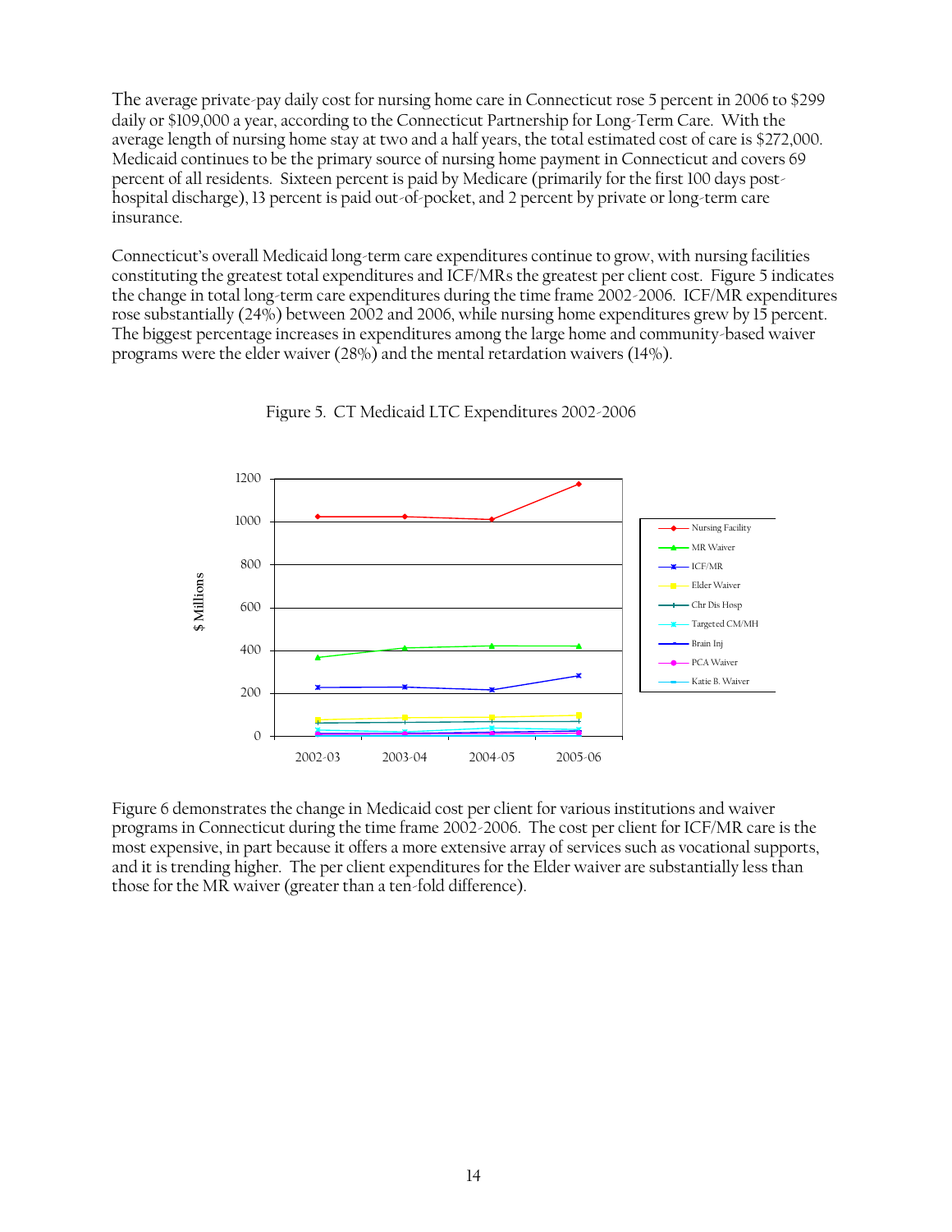The average private-pay daily cost for nursing home care in Connecticut rose 5 percent in 2006 to $299 daily or $109,000 a year, according to the Connecticut Partnership for Long-Term Care. With the average length of nursing home stay at two and a half years, the total estimated cost of care is $272,000. Medicaid continues to be the primary source of nursing home payment in Connecticut and covers 69 percent of all residents. Sixteen percent is paid by Medicare (primarily for the first 100 days post-hospital discharge), 13 percent is paid out-of-pocket, and 2 percent by private or long-term care insurance.

Connecticut's overall Medicaid long-term care expenditures continue to grow, with nursing facilities constituting the greatest total expenditures and ICF/MRs the greatest per client cost. Figure 5 indicates the change in total long-term care expenditures during the time frame 2002-2006. ICF/MR expenditures rose substantially (24%) between 2002 and 2006, while nursing home expenditures grew by 15 percent. The biggest percentage increases in expenditures among the large home and community-based waiver programs were the elder waiver (28%) and the mental retardation waivers (14%).

Figure 5. CT Medicaid LTC Expenditures 2002-2006

Figure 6 demonstrates the change in Medicaid cost per client for various institutions and waiver programs in Connecticut during the time frame 2002-2006. The cost per client for ICF/MR care is the most expensive, in part because it offers a more extensive array of services such as vocational supports, and it is trending higher. The per client expenditures for the Elder waiver are substantially less than those for the MR waiver (greater than a ten-fold difference).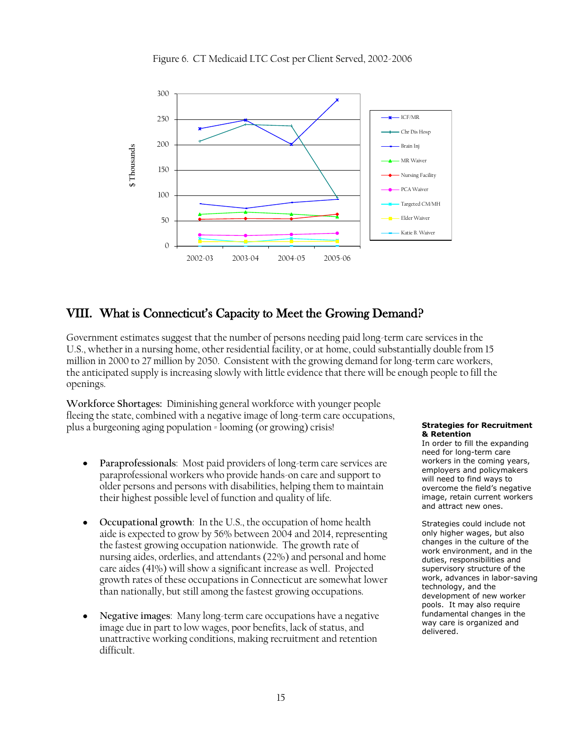Figure 6. CT Medicaid LTC Cost per Client Served, 2002-2006

# VIII. What is Connecticut's Capacity to Meet the Growing Demand?

Government estimates suggest that the number of persons needing paid long-term care services in the U.S., whether in a nursing home, other residential facility, or at home, could substantially double from 15 million in 2000 to 27 million by 2050. Consistent with the growing demand for long-term care workers, the anticipated supply is increasing slowly with little evidence that there will be enough people to fill the openings.

**Workforce Shortages:** Diminishing general workforce with younger people fleeing the state, combined with a negative image of long-term care occupations, plus a burgeoning aging population = looming (or growing) crisis!

- **Paraprofessionals**: Most paid providers of long-term care services are paraprofessional workers who provide hands-on care and support to older persons and persons with disabilities, helping them to maintain their highest possible level of function and quality of life.

- **Occupational growth**: In the U.S., the occupation of home health aide is expected to grow by 56% between 2004 and 2014, representing the fastest growing occupation nationwide. The growth rate of nursing aides, orderlies, and attendants (22%) and personal and home care aides (41%) will show a significant increase as well. Projected growth rates of these occupations in Connecticut are somewhat lower than nationally, but still among the fastest growing occupations.

- **Negative images**: Many long-term care occupations have a negative image due in part to low wages, poor benefits, lack of status, and unattractive working conditions, making recruitment and retention difficult.

**Strategies for Recruitment & Retention**

In order to fill the expanding need for long-term care workers in the coming years, employers and policymakers will need to find ways to overcome the field's negative image, retain current workers and attract new ones.

Strategies could include not only higher wages, but also changes in the culture of the work environment, and in the duties, responsibilities and supervisory structure of the work, advances in labor-saving technology, and the development of new worker pools. It may also require fundamental changes in the way care is organized and delivered.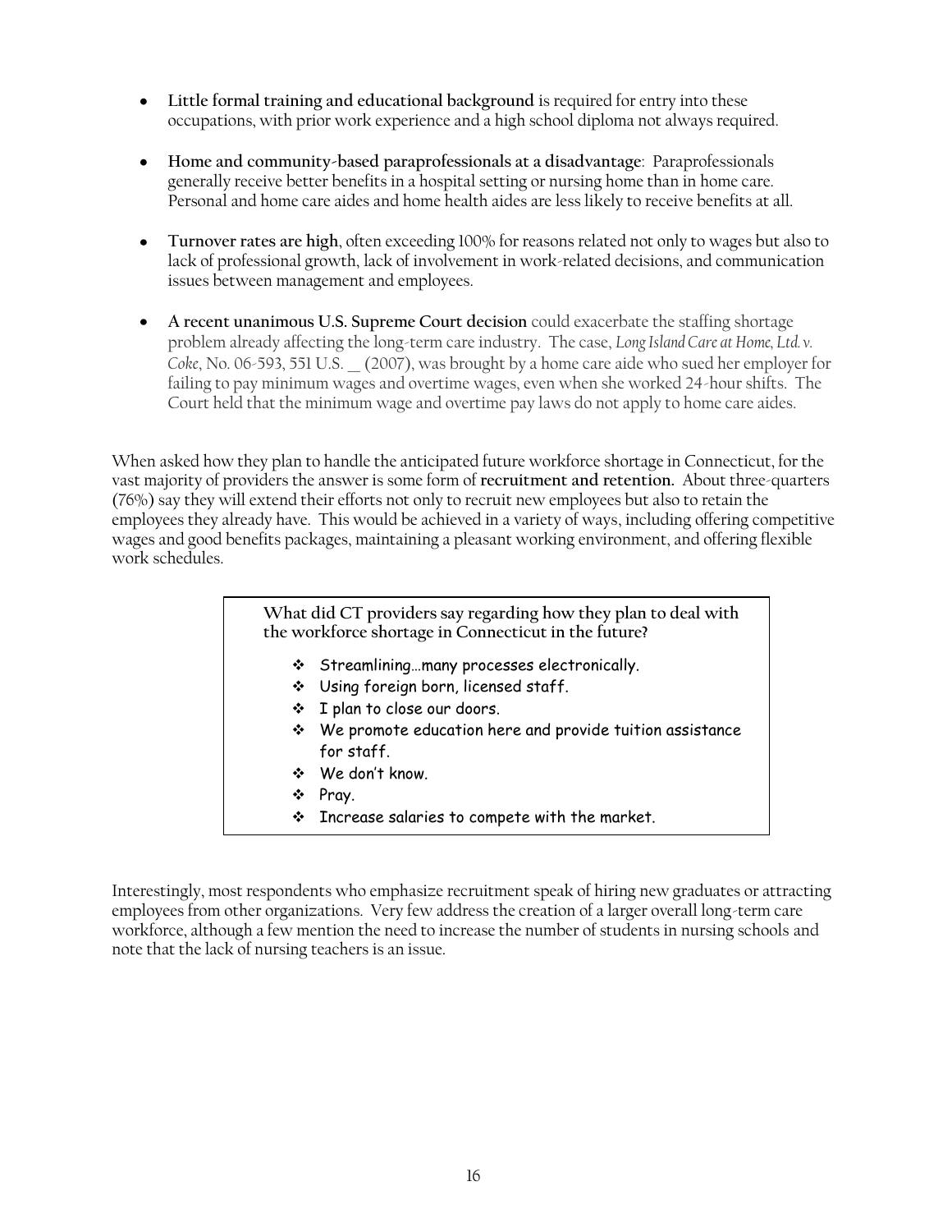- **Little formal training and educational background** is required for entry into these occupations, with prior work experience and a high school diploma not always required.
- **Home and community-based paraprofessionals at a disadvantage**: Paraprofessionals generally receive better benefits in a hospital setting or nursing home than in home care. Personal and home care aides and home health aides are less likely to receive benefits at all.
- **Turnover rates are high**, often exceeding 100% for reasons related not only to wages but also to lack of professional growth, lack of involvement in work-related decisions, and communication issues between management and employees.
- **A recent unanimous U.S. Supreme Court decision** could exacerbate the staffing shortage problem already affecting the long-term care industry. The case, *Long Island Care at Home, Ltd. v. Coke*, No. 06-593, 551 U.S. __ (2007), was brought by a home care aide who sued her employer for failing to pay minimum wages and overtime wages, even when she worked 24-hour shifts. The Court held that the minimum wage and overtime pay laws do not apply to home care aides.

When asked how they plan to handle the anticipated future workforce shortage in Connecticut, for the vast majority of providers the answer is some form of **recruitment and retention.** About three-quarters (76%) say they will extend their efforts not only to recruit new employees but also to retain the employees they already have. This would be achieved in a variety of ways, including offering competitive wages and good benefits packages, maintaining a pleasant working environment, and offering flexible work schedules.

**What did CT providers say regarding how they plan to deal with the workforce shortage in Connecticut in the future?**

- Streamlining…many processes electronically.
- Using foreign born, licensed staff.
- I plan to close our doors.
- We promote education here and provide tuition assistance for staff.
- We don't know.
- Pray.
- Increase salaries to compete with the market.

Interestingly, most respondents who emphasize recruitment speak of hiring new graduates or attracting employees from other organizations. Very few address the creation of a larger overall long-term care workforce, although a few mention the need to increase the number of students in nursing schools and note that the lack of nursing teachers is an issue.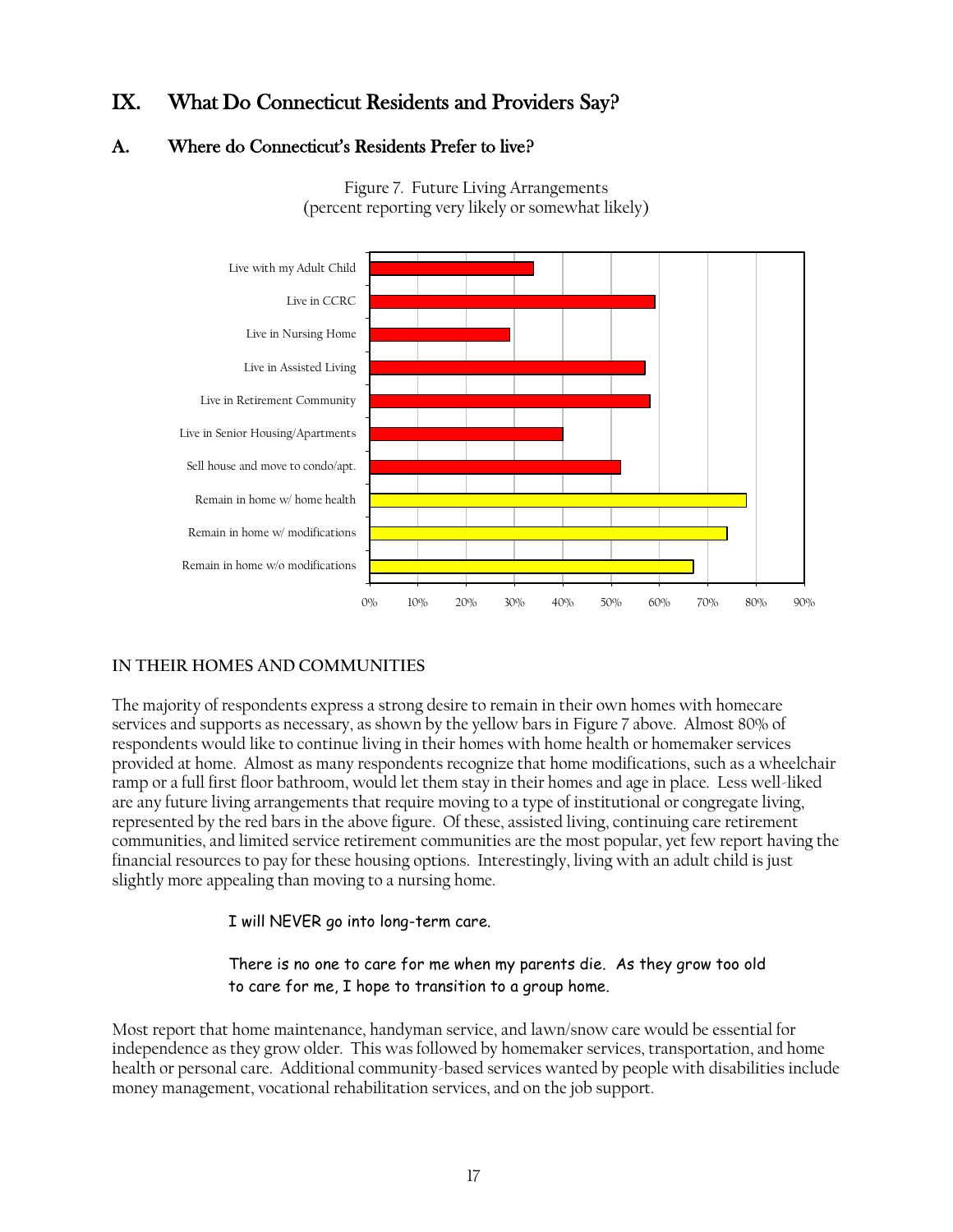# IX. What Do Connecticut Residents and Providers Say?

## A. Where do Connecticut's Residents Prefer to live?

Figure 7. Future Living Arrangements
(percent reporting very likely or somewhat likely)

### IN THEIR HOMES AND COMMUNITIES

The majority of respondents express a strong desire to remain in their own homes with homecare services and supports as necessary, as shown by the yellow bars in Figure 7 above. Almost 80% of respondents would like to continue living in their homes with home health or homemaker services provided at home. Almost as many respondents recognize that home modifications, such as a wheelchair ramp or a full first floor bathroom, would let them stay in their homes and age in place. Less well-liked are any future living arrangements that require moving to a type of institutional or congregate living, represented by the red bars in the above figure. Of these, assisted living, continuing care retirement communities, and limited service retirement communities are the most popular, yet few report having the financial resources to pay for these housing options. Interestingly, living with an adult child is just slightly more appealing than moving to a nursing home.

> I will NEVER go into long-term care.

> There is no one to care for me when my parents die. As they grow too old to care for me, I hope to transition to a group home.

Most report that home maintenance, handyman service, and lawn/snow care would be essential for independence as they grow older. This was followed by homemaker services, transportation, and home health or personal care. Additional community-based services wanted by people with disabilities include money management, vocational rehabilitation services, and on the job support.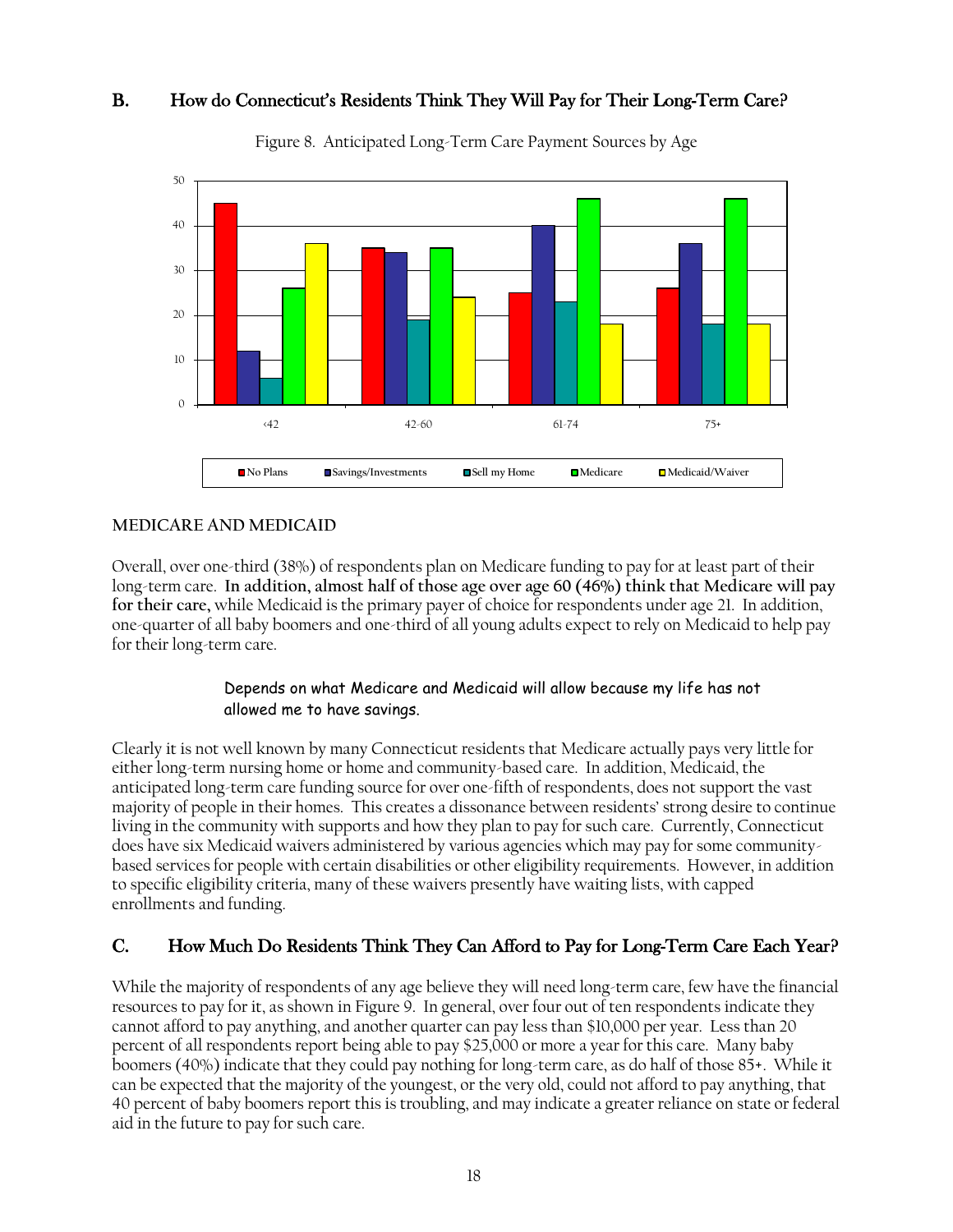## B. How do Connecticut's Residents Think They Will Pay for Their Long-Term Care?

Figure 8. Anticipated Long-Term Care Payment Sources by Age

### MEDICARE AND MEDICAID

Overall, over one-third (38%) of respondents plan on Medicare funding to pay for at least part of their long-term care. **In addition, almost half of those age over age 60 (46%) think that Medicare will pay for their care,** while Medicaid is the primary payer of choice for respondents under age 21. In addition, one-quarter of all baby boomers and one-third of all young adults expect to rely on Medicaid to help pay for their long-term care.

> Depends on what Medicare and Medicaid will allow because my life has not allowed me to have savings.

Clearly it is not well known by many Connecticut residents that Medicare actually pays very little for either long-term nursing home or home and community-based care. In addition, Medicaid, the anticipated long-term care funding source for over one-fifth of respondents, does not support the vast majority of people in their homes. This creates a dissonance between residents' strong desire to continue living in the community with supports and how they plan to pay for such care. Currently, Connecticut does have six Medicaid waivers administered by various agencies which may pay for some community-based services for people with certain disabilities or other eligibility requirements. However, in addition to specific eligibility criteria, many of these waivers presently have waiting lists, with capped enrollments and funding.

## C. How Much Do Residents Think They Can Afford to Pay for Long-Term Care Each Year?

While the majority of respondents of any age believe they will need long-term care, few have the financial resources to pay for it, as shown in Figure 9. In general, over four out of ten respondents indicate they cannot afford to pay anything, and another quarter can pay less than $10,000 per year. Less than 20 percent of all respondents report being able to pay $25,000 or more a year for this care. Many baby boomers (40%) indicate that they could pay nothing for long-term care, as do half of those 85+. While it can be expected that the majority of the youngest, or the very old, could not afford to pay anything, that 40 percent of baby boomers report this is troubling, and may indicate a greater reliance on state or federal aid in the future to pay for such care.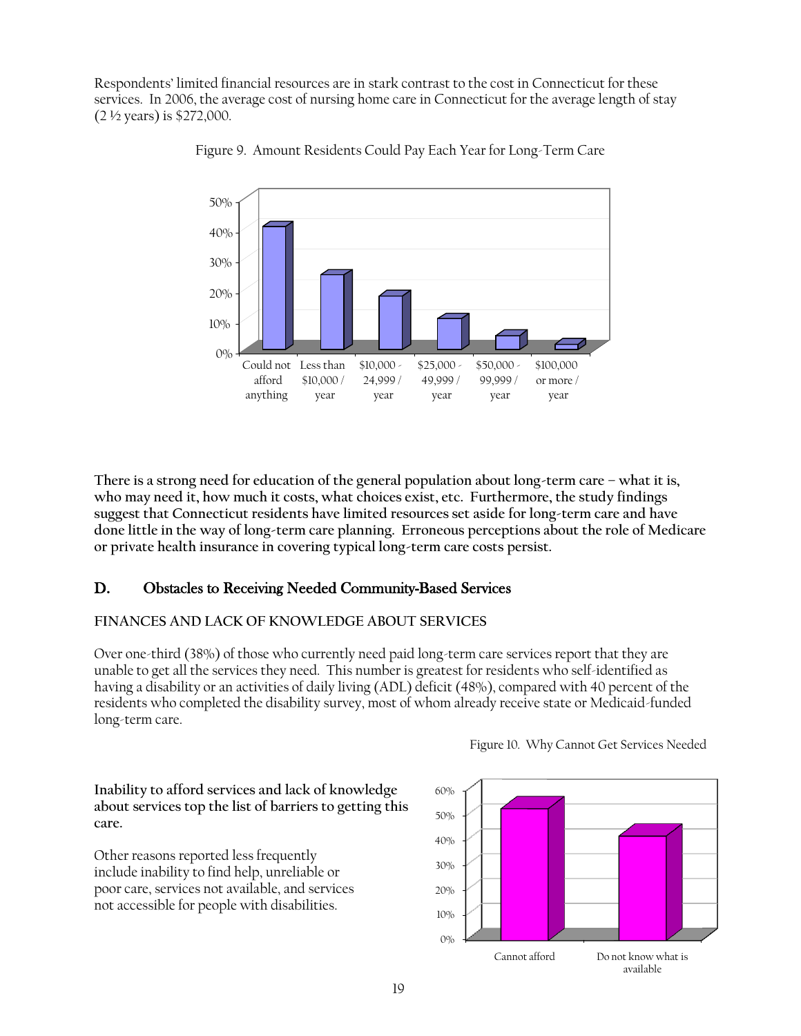Respondents' limited financial resources are in stark contrast to the cost in Connecticut for these services. In 2006, the average cost of nursing home care in Connecticut for the average length of stay (2 ½ years) is $272,000.

Figure 9. Amount Residents Could Pay Each Year for Long-Term Care

**There is a strong need for education of the general population about long-term care – what it is, who may need it, how much it costs, what choices exist, etc. Furthermore, the study findings suggest that Connecticut residents have limited resources set aside for long-term care and have done little in the way of long-term care planning. Erroneous perceptions about the role of Medicare or private health insurance in covering typical long-term care costs persist.**

## D. Obstacles to Receiving Needed Community-Based Services

### FINANCES AND LACK OF KNOWLEDGE ABOUT SERVICES

Over one-third (38%) of those who currently need paid long-term care services report that they are unable to get all the services they need. This number is greatest for residents who self-identified as having a disability or an activities of daily living (ADL) deficit (48%), compared with 40 percent of the residents who completed the disability survey, most of whom already receive state or Medicaid-funded long-term care.

Figure 10. Why Cannot Get Services Needed

**Inability to afford services and lack of knowledge about services top the list of barriers to getting this care.**

Other reasons reported less frequently include inability to find help, unreliable or poor care, services not available, and services not accessible for people with disabilities.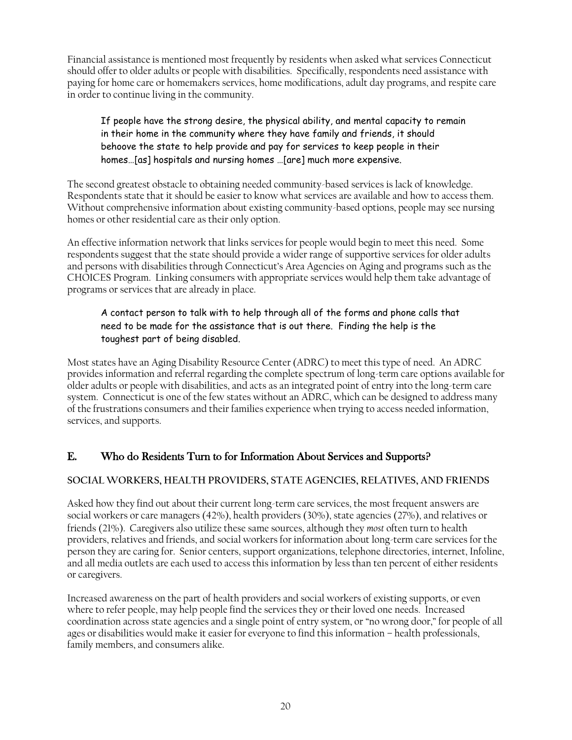Financial assistance is mentioned most frequently by residents when asked what services Connecticut should offer to older adults or people with disabilities. Specifically, respondents need assistance with paying for home care or homemakers services, home modifications, adult day programs, and respite care in order to continue living in the community.

> If people have the strong desire, the physical ability, and mental capacity to remain in their home in the community where they have family and friends, it should behoove the state to help provide and pay for services to keep people in their homes…[as] hospitals and nursing homes …[are] much more expensive.

The second greatest obstacle to obtaining needed community-based services is lack of knowledge. Respondents state that it should be easier to know what services are available and how to access them. Without comprehensive information about existing community-based options, people may see nursing homes or other residential care as their only option.

An effective information network that links services for people would begin to meet this need. Some respondents suggest that the state should provide a wider range of supportive services for older adults and persons with disabilities through Connecticut's Area Agencies on Aging and programs such as the CHOICES Program. Linking consumers with appropriate services would help them take advantage of programs or services that are already in place.

> A contact person to talk with to help through all of the forms and phone calls that need to be made for the assistance that is out there. Finding the help is the toughest part of being disabled.

Most states have an Aging Disability Resource Center (ADRC) to meet this type of need. An ADRC provides information and referral regarding the complete spectrum of long-term care options available for older adults or people with disabilities, and acts as an integrated point of entry into the long-term care system. Connecticut is one of the few states without an ADRC, which can be designed to address many of the frustrations consumers and their families experience when trying to access needed information, services, and supports.

## E. Who do Residents Turn to for Information About Services and Supports?

**SOCIAL WORKERS, HEALTH PROVIDERS, STATE AGENCIES, RELATIVES, AND FRIENDS**

Asked how they find out about their current long-term care services, the most frequent answers are social workers or care managers (42%), health providers (30%), state agencies (27%), and relatives or friends (21%). Caregivers also utilize these same sources, although they *most* often turn to health providers, relatives and friends, and social workers for information about long-term care services for the person they are caring for. Senior centers, support organizations, telephone directories, internet, Infoline, and all media outlets are each used to access this information by less than ten percent of either residents or caregivers.

Increased awareness on the part of health providers and social workers of existing supports, or even where to refer people, may help people find the services they or their loved one needs. Increased coordination across state agencies and a single point of entry system, or "no wrong door," for people of all ages or disabilities would make it easier for everyone to find this information – health professionals, family members, and consumers alike.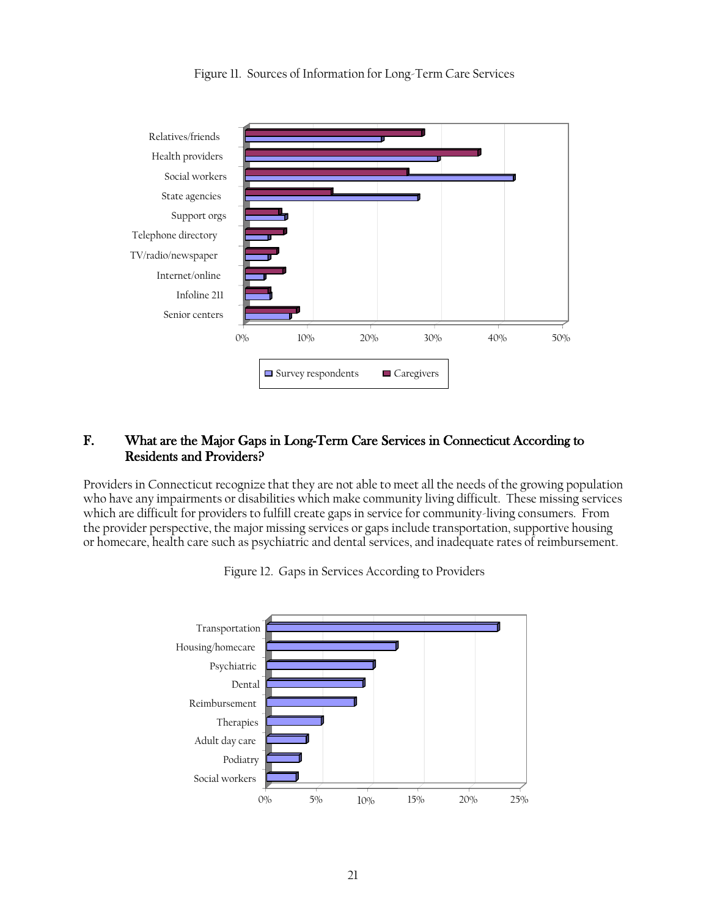Figure 11. Sources of Information for Long-Term Care Services

## F. What are the Major Gaps in Long-Term Care Services in Connecticut According to Residents and Providers?

Providers in Connecticut recognize that they are not able to meet all the needs of the growing population who have any impairments or disabilities which make community living difficult. These missing services which are difficult for providers to fulfill create gaps in service for community-living consumers. From the provider perspective, the major missing services or gaps include transportation, supportive housing or homecare, health care such as psychiatric and dental services, and inadequate rates of reimbursement.

Figure 12. Gaps in Services According to Providers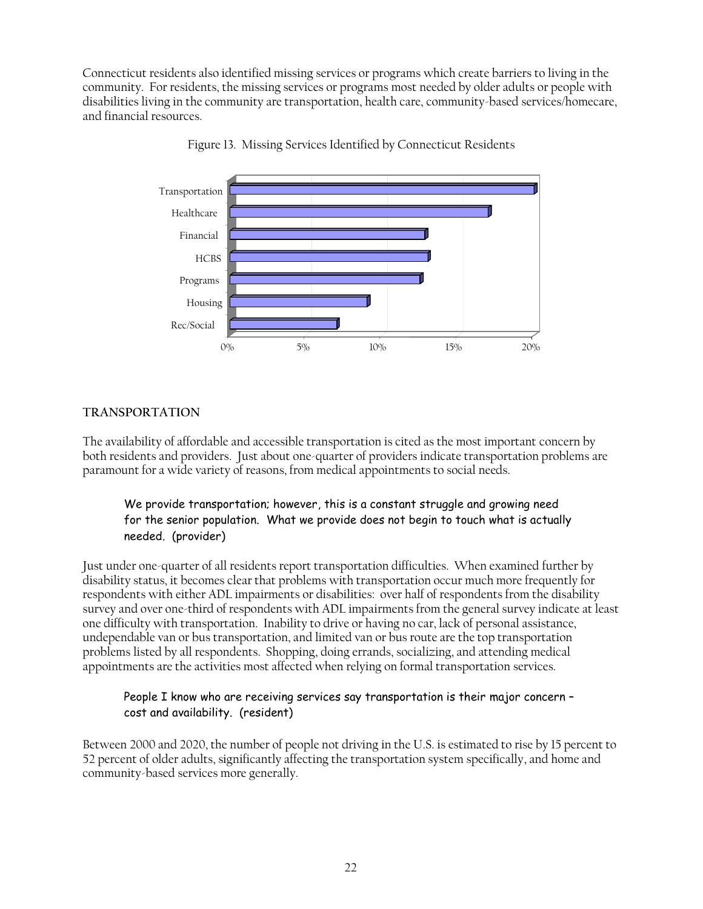Connecticut residents also identified missing services or programs which create barriers to living in the community. For residents, the missing services or programs most needed by older adults or people with disabilities living in the community are transportation, health care, community-based services/homecare, and financial resources.

Figure 13. Missing Services Identified by Connecticut Residents

## TRANSPORTATION

The availability of affordable and accessible transportation is cited as the most important concern by both residents and providers. Just about one-quarter of providers indicate transportation problems are paramount for a wide variety of reasons, from medical appointments to social needs.

> We provide transportation; however, this is a constant struggle and growing need for the senior population. What we provide does not begin to touch what is actually needed. (provider)

Just under one-quarter of all residents report transportation difficulties. When examined further by disability status, it becomes clear that problems with transportation occur much more frequently for respondents with either ADL impairments or disabilities: over half of respondents from the disability survey and over one-third of respondents with ADL impairments from the general survey indicate at least one difficulty with transportation. Inability to drive or having no car, lack of personal assistance, undependable van or bus transportation, and limited van or bus route are the top transportation problems listed by all respondents. Shopping, doing errands, socializing, and attending medical appointments are the activities most affected when relying on formal transportation services.

> People I know who are receiving services say transportation is their major concern – cost and availability. (resident)

Between 2000 and 2020, the number of people not driving in the U.S. is estimated to rise by 15 percent to 52 percent of older adults, significantly affecting the transportation system specifically, and home and community-based services more generally.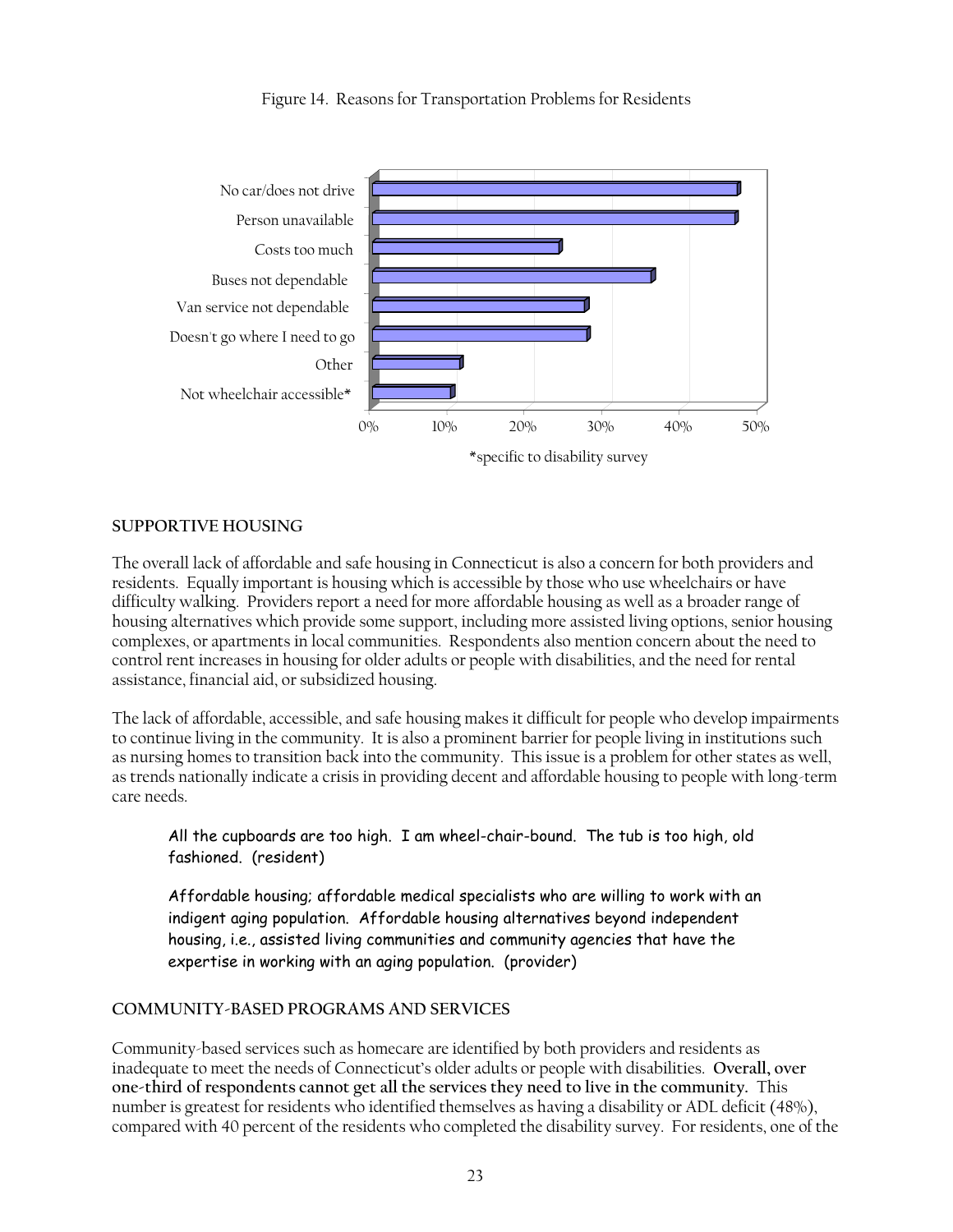Figure 14. Reasons for Transportation Problems for Residents

| Reason | Approx. % |
|---|---|
| No car/does not drive | ~47% |
| Person unavailable | ~47% |
| Costs too much | ~24% |
| Buses not dependable | ~36% |
| Van service not dependable | ~27% |
| Doesn't go where I need to go | ~28% |
| Other | ~11% |
| Not wheelchair accessible* | ~10% |

*specific to disability survey

## SUPPORTIVE HOUSING

The overall lack of affordable and safe housing in Connecticut is also a concern for both providers and residents. Equally important is housing which is accessible by those who use wheelchairs or have difficulty walking. Providers report a need for more affordable housing as well as a broader range of housing alternatives which provide some support, including more assisted living options, senior housing complexes, or apartments in local communities. Respondents also mention concern about the need to control rent increases in housing for older adults or people with disabilities, and the need for rental assistance, financial aid, or subsidized housing.

The lack of affordable, accessible, and safe housing makes it difficult for people who develop impairments to continue living in the community. It is also a prominent barrier for people living in institutions such as nursing homes to transition back into the community. This issue is a problem for other states as well, as trends nationally indicate a crisis in providing decent and affordable housing to people with long-term care needs.

> All the cupboards are too high. I am wheel-chair-bound. The tub is too high, old fashioned. (resident)

> Affordable housing; affordable medical specialists who are willing to work with an indigent aging population. Affordable housing alternatives beyond independent housing, i.e., assisted living communities and community agencies that have the expertise in working with an aging population. (provider)

## COMMUNITY-BASED PROGRAMS AND SERVICES

Community-based services such as homecare are identified by both providers and residents as inadequate to meet the needs of Connecticut's older adults or people with disabilities. **Overall, over one-third of respondents cannot get all the services they need to live in the community.** This number is greatest for residents who identified themselves as having a disability or ADL deficit (48%), compared with 40 percent of the residents who completed the disability survey. For residents, one of the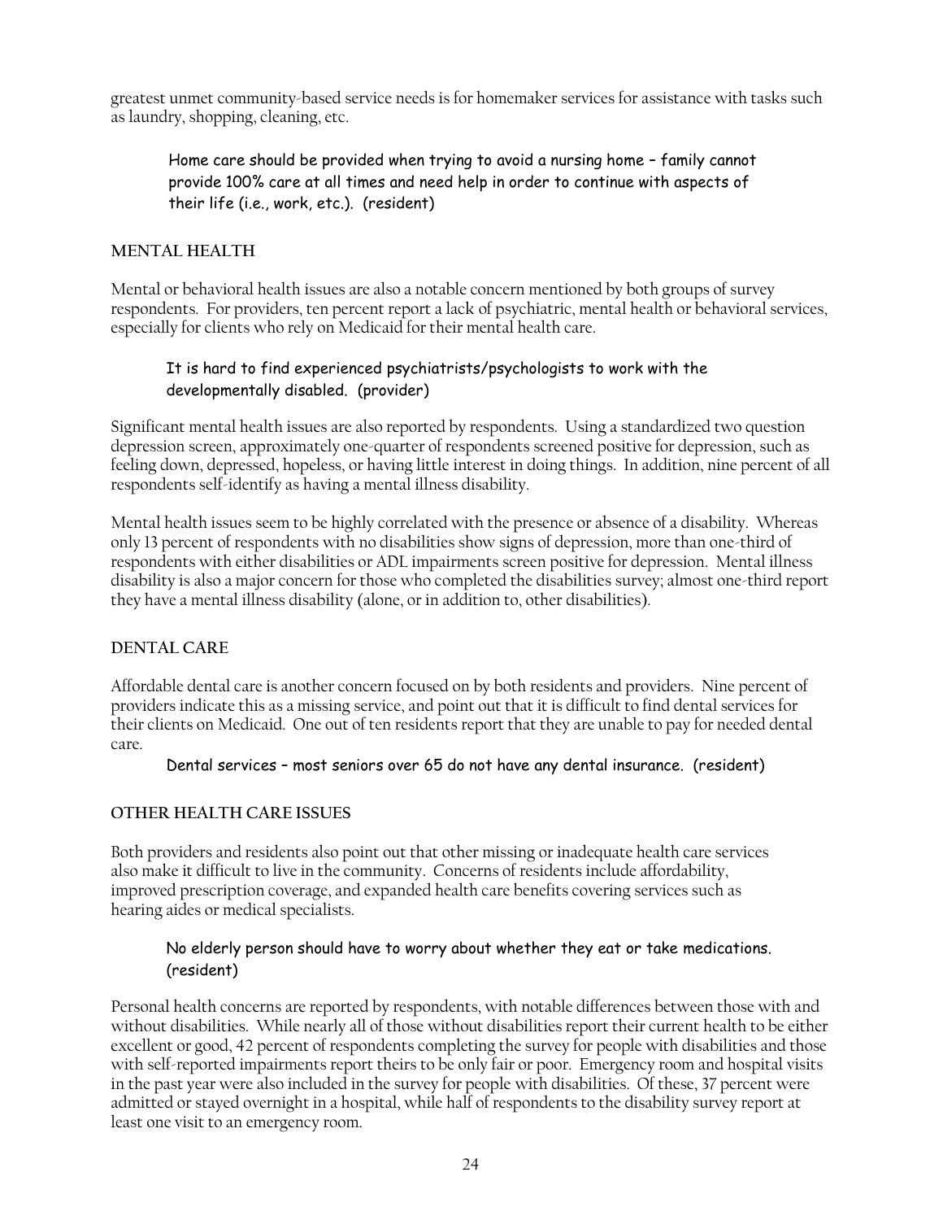greatest unmet community-based service needs is for homemaker services for assistance with tasks such as laundry, shopping, cleaning, etc.

> Home care should be provided when trying to avoid a nursing home – family cannot provide 100% care at all times and need help in order to continue with aspects of their life (i.e., work, etc.). (resident)

## MENTAL HEALTH

Mental or behavioral health issues are also a notable concern mentioned by both groups of survey respondents. For providers, ten percent report a lack of psychiatric, mental health or behavioral services, especially for clients who rely on Medicaid for their mental health care.

> It is hard to find experienced psychiatrists/psychologists to work with the developmentally disabled. (provider)

Significant mental health issues are also reported by respondents. Using a standardized two question depression screen, approximately one-quarter of respondents screened positive for depression, such as feeling down, depressed, hopeless, or having little interest in doing things. In addition, nine percent of all respondents self-identify as having a mental illness disability.

Mental health issues seem to be highly correlated with the presence or absence of a disability. Whereas only 13 percent of respondents with no disabilities show signs of depression, more than one-third of respondents with either disabilities or ADL impairments screen positive for depression. Mental illness disability is also a major concern for those who completed the disabilities survey; almost one-third report they have a mental illness disability (alone, or in addition to, other disabilities).

## DENTAL CARE

Affordable dental care is another concern focused on by both residents and providers. Nine percent of providers indicate this as a missing service, and point out that it is difficult to find dental services for their clients on Medicaid. One out of ten residents report that they are unable to pay for needed dental care.

> Dental services – most seniors over 65 do not have any dental insurance. (resident)

## OTHER HEALTH CARE ISSUES

Both providers and residents also point out that other missing or inadequate health care services also make it difficult to live in the community. Concerns of residents include affordability, improved prescription coverage, and expanded health care benefits covering services such as hearing aides or medical specialists.

> No elderly person should have to worry about whether they eat or take medications. (resident)

Personal health concerns are reported by respondents, with notable differences between those with and without disabilities. While nearly all of those without disabilities report their current health to be either excellent or good, 42 percent of respondents completing the survey for people with disabilities and those with self-reported impairments report theirs to be only fair or poor. Emergency room and hospital visits in the past year were also included in the survey for people with disabilities. Of these, 37 percent were admitted or stayed overnight in a hospital, while half of respondents to the disability survey report at least one visit to an emergency room.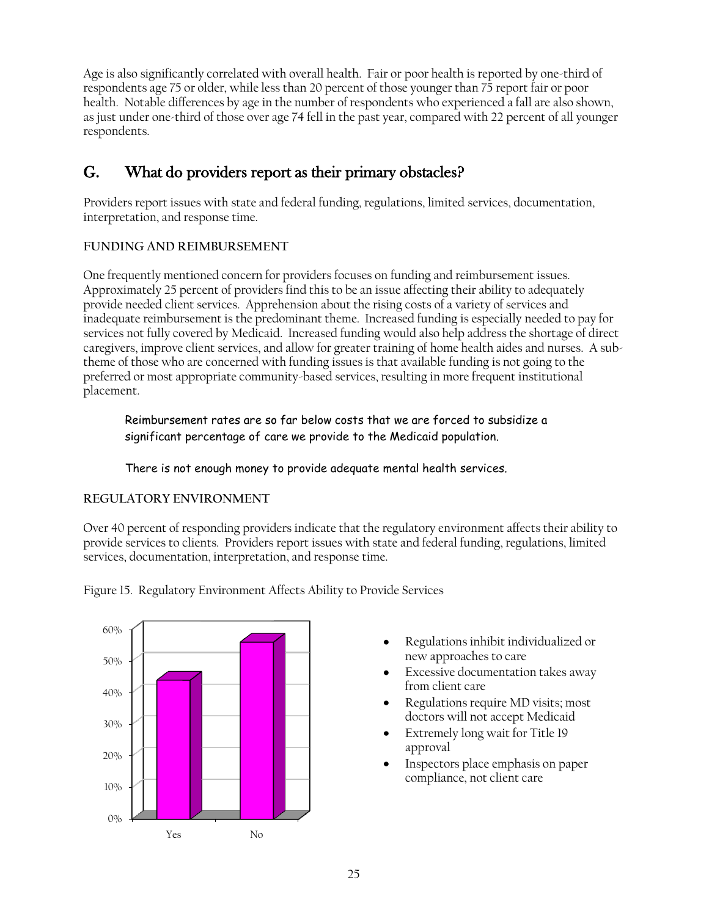Age is also significantly correlated with overall health. Fair or poor health is reported by one-third of respondents age 75 or older, while less than 20 percent of those younger than 75 report fair or poor health. Notable differences by age in the number of respondents who experienced a fall are also shown, as just under one-third of those over age 74 fell in the past year, compared with 22 percent of all younger respondents.

## G. What do providers report as their primary obstacles?

Providers report issues with state and federal funding, regulations, limited services, documentation, interpretation, and response time.

### FUNDING AND REIMBURSEMENT

One frequently mentioned concern for providers focuses on funding and reimbursement issues. Approximately 25 percent of providers find this to be an issue affecting their ability to adequately provide needed client services. Apprehension about the rising costs of a variety of services and inadequate reimbursement is the predominant theme. Increased funding is especially needed to pay for services not fully covered by Medicaid. Increased funding would also help address the shortage of direct caregivers, improve client services, and allow for greater training of home health aides and nurses. A sub-theme of those who are concerned with funding issues is that available funding is not going to the preferred or most appropriate community-based services, resulting in more frequent institutional placement.

> Reimbursement rates are so far below costs that we are forced to subsidize a significant percentage of care we provide to the Medicaid population.
>
> There is not enough money to provide adequate mental health services.

### REGULATORY ENVIRONMENT

Over 40 percent of responding providers indicate that the regulatory environment affects their ability to provide services to clients. Providers report issues with state and federal funding, regulations, limited services, documentation, interpretation, and response time.

Figure 15. Regulatory Environment Affects Ability to Provide Services

- Regulations inhibit individualized or new approaches to care
- Excessive documentation takes away from client care
- Regulations require MD visits; most doctors will not accept Medicaid
- Extremely long wait for Title 19 approval
- Inspectors place emphasis on paper compliance, not client care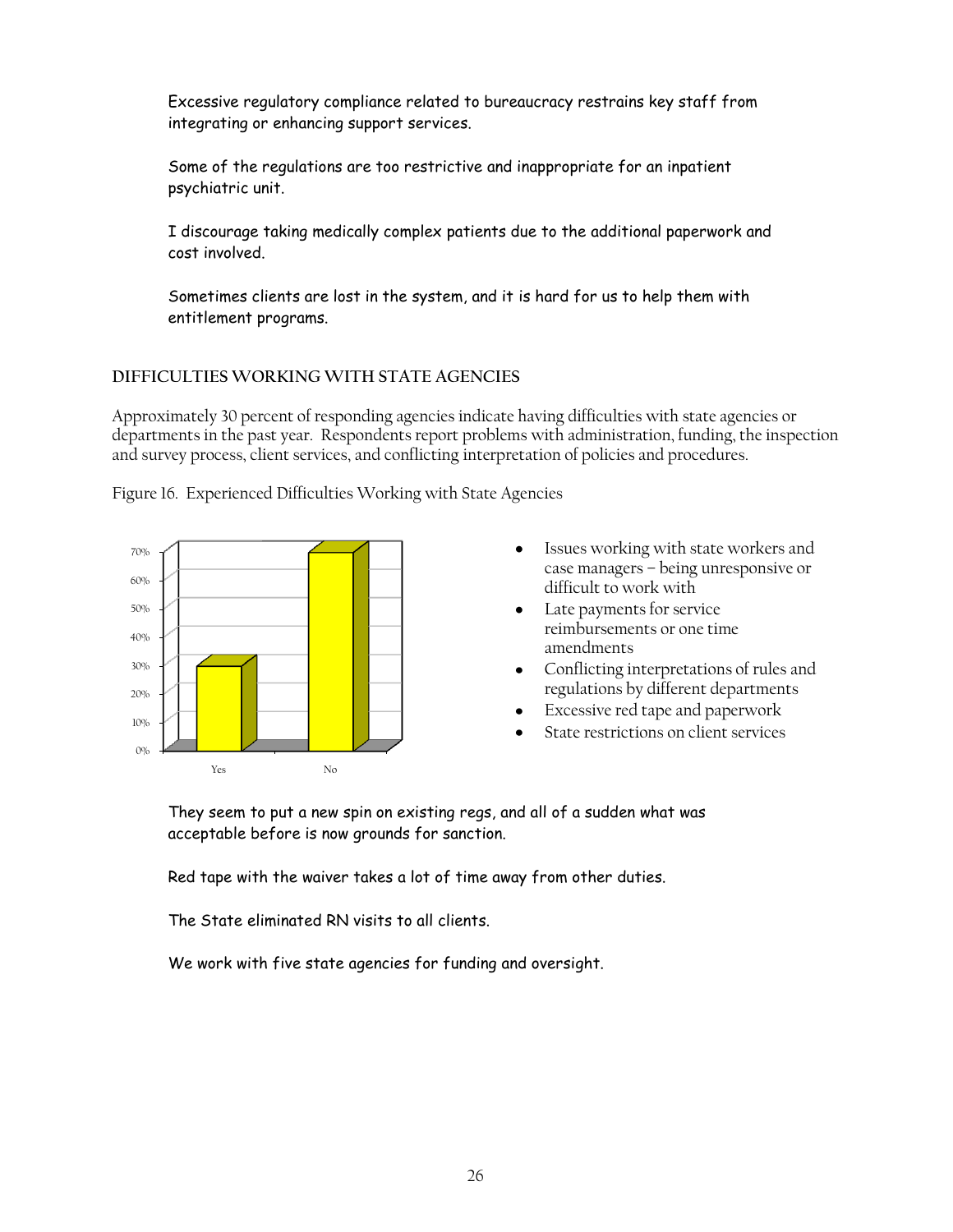Excessive regulatory compliance related to bureaucracy restrains key staff from integrating or enhancing support services.

Some of the regulations are too restrictive and inappropriate for an inpatient psychiatric unit.

I discourage taking medically complex patients due to the additional paperwork and cost involved.

Sometimes clients are lost in the system, and it is hard for us to help them with entitlement programs.

## DIFFICULTIES WORKING WITH STATE AGENCIES

Approximately 30 percent of responding agencies indicate having difficulties with state agencies or departments in the past year. Respondents report problems with administration, funding, the inspection and survey process, client services, and conflicting interpretation of policies and procedures.

Figure 16. Experienced Difficulties Working with State Agencies

- Issues working with state workers and case managers – being unresponsive or difficult to work with
- Late payments for service reimbursements or one time amendments
- Conflicting interpretations of rules and regulations by different departments
- Excessive red tape and paperwork
- State restrictions on client services

They seem to put a new spin on existing regs, and all of a sudden what was acceptable before is now grounds for sanction.

Red tape with the waiver takes a lot of time away from other duties.

The State eliminated RN visits to all clients.

We work with five state agencies for funding and oversight.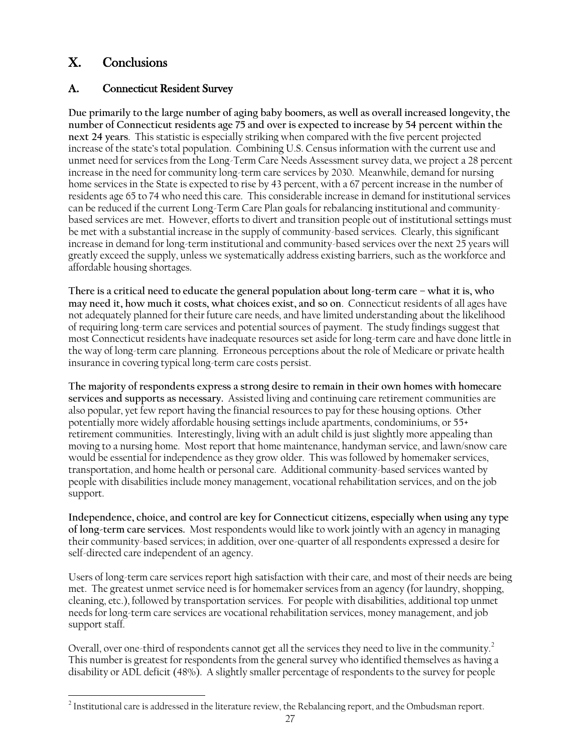# X. Conclusions

## A. Connecticut Resident Survey

**Due primarily to the large number of aging baby boomers, as well as overall increased longevity, the number of Connecticut residents age 75 and over is expected to increase by 54 percent within the next 24 years**. This statistic is especially striking when compared with the five percent projected increase of the state's total population. Combining U.S. Census information with the current use and unmet need for services from the Long-Term Care Needs Assessment survey data, we project a 28 percent increase in the need for community long-term care services by 2030. Meanwhile, demand for nursing home services in the State is expected to rise by 43 percent, with a 67 percent increase in the number of residents age 65 to 74 who need this care. This considerable increase in demand for institutional services can be reduced if the current Long-Term Care Plan goals for rebalancing institutional and community-based services are met. However, efforts to divert and transition people out of institutional settings must be met with a substantial increase in the supply of community-based services. Clearly, this significant increase in demand for long-term institutional and community-based services over the next 25 years will greatly exceed the supply, unless we systematically address existing barriers, such as the workforce and affordable housing shortages.

**There is a critical need to educate the general population about long-term care – what it is, who may need it, how much it costs, what choices exist, and so on**. Connecticut residents of all ages have not adequately planned for their future care needs, and have limited understanding about the likelihood of requiring long-term care services and potential sources of payment. The study findings suggest that most Connecticut residents have inadequate resources set aside for long-term care and have done little in the way of long-term care planning. Erroneous perceptions about the role of Medicare or private health insurance in covering typical long-term care costs persist.

**The majority of respondents express a strong desire to remain in their own homes with homecare services and supports as necessary.** Assisted living and continuing care retirement communities are also popular, yet few report having the financial resources to pay for these housing options. Other potentially more widely affordable housing settings include apartments, condominiums, or 55+ retirement communities. Interestingly, living with an adult child is just slightly more appealing than moving to a nursing home. Most report that home maintenance, handyman service, and lawn/snow care would be essential for independence as they grow older. This was followed by homemaker services, transportation, and home health or personal care. Additional community-based services wanted by people with disabilities include money management, vocational rehabilitation services, and on the job support.

**Independence, choice, and control are key for Connecticut citizens, especially when using any type of long-term care services.** Most respondents would like to work jointly with an agency in managing their community-based services; in addition, over one-quarter of all respondents expressed a desire for self-directed care independent of an agency.

Users of long-term care services report high satisfaction with their care, and most of their needs are being met. The greatest unmet service need is for homemaker services from an agency (for laundry, shopping, cleaning, etc.), followed by transportation services. For people with disabilities, additional top unmet needs for long-term care services are vocational rehabilitation services, money management, and job support staff.

Overall, over one-third of respondents cannot get all the services they need to live in the community.[2] This number is greatest for respondents from the general survey who identified themselves as having a disability or ADL deficit (48%). A slightly smaller percentage of respondents to the survey for people

---

[2] Institutional care is addressed in the literature review, the Rebalancing report, and the Ombudsman report.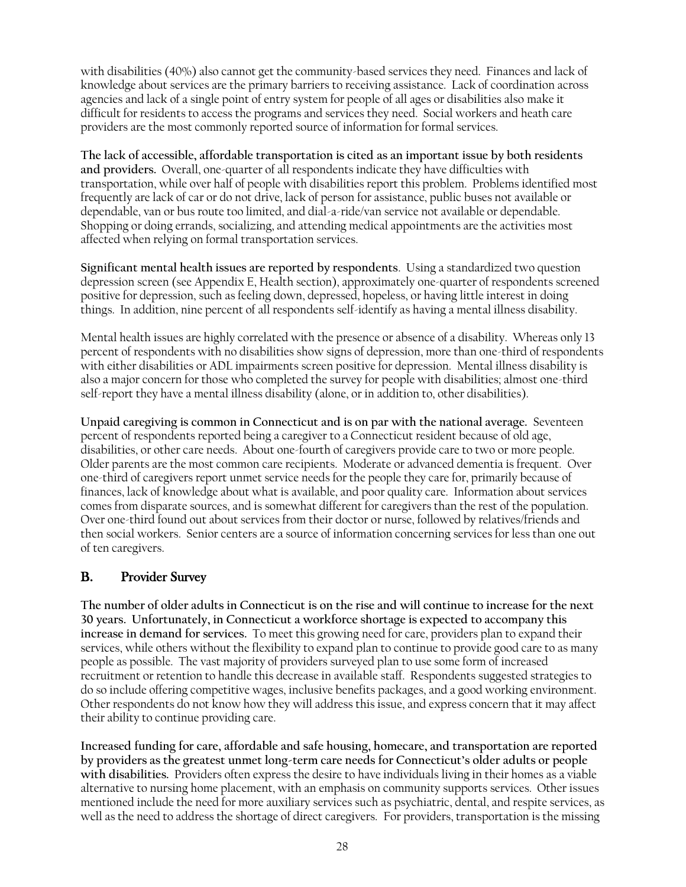with disabilities (40%) also cannot get the community-based services they need. Finances and lack of knowledge about services are the primary barriers to receiving assistance. Lack of coordination across agencies and lack of a single point of entry system for people of all ages or disabilities also make it difficult for residents to access the programs and services they need. Social workers and heath care providers are the most commonly reported source of information for formal services.

**The lack of accessible, affordable transportation is cited as an important issue by both residents and providers.** Overall, one-quarter of all respondents indicate they have difficulties with transportation, while over half of people with disabilities report this problem. Problems identified most frequently are lack of car or do not drive, lack of person for assistance, public buses not available or dependable, van or bus route too limited, and dial-a-ride/van service not available or dependable. Shopping or doing errands, socializing, and attending medical appointments are the activities most affected when relying on formal transportation services.

**Significant mental health issues are reported by respondents**. Using a standardized two question depression screen (see Appendix E, Health section), approximately one-quarter of respondents screened positive for depression, such as feeling down, depressed, hopeless, or having little interest in doing things. In addition, nine percent of all respondents self-identify as having a mental illness disability.

Mental health issues are highly correlated with the presence or absence of a disability. Whereas only 13 percent of respondents with no disabilities show signs of depression, more than one-third of respondents with either disabilities or ADL impairments screen positive for depression. Mental illness disability is also a major concern for those who completed the survey for people with disabilities; almost one-third self-report they have a mental illness disability (alone, or in addition to, other disabilities).

**Unpaid caregiving is common in Connecticut and is on par with the national average.** Seventeen percent of respondents reported being a caregiver to a Connecticut resident because of old age, disabilities, or other care needs. About one-fourth of caregivers provide care to two or more people. Older parents are the most common care recipients. Moderate or advanced dementia is frequent. Over one-third of caregivers report unmet service needs for the people they care for, primarily because of finances, lack of knowledge about what is available, and poor quality care. Information about services comes from disparate sources, and is somewhat different for caregivers than the rest of the population. Over one-third found out about services from their doctor or nurse, followed by relatives/friends and then social workers. Senior centers are a source of information concerning services for less than one out of ten caregivers.

## B. Provider Survey

**The number of older adults in Connecticut is on the rise and will continue to increase for the next 30 years. Unfortunately, in Connecticut a workforce shortage is expected to accompany this increase in demand for services.** To meet this growing need for care, providers plan to expand their services, while others without the flexibility to expand plan to continue to provide good care to as many people as possible. The vast majority of providers surveyed plan to use some form of increased recruitment or retention to handle this decrease in available staff. Respondents suggested strategies to do so include offering competitive wages, inclusive benefits packages, and a good working environment. Other respondents do not know how they will address this issue, and express concern that it may affect their ability to continue providing care.

**Increased funding for care, affordable and safe housing, homecare, and transportation are reported by providers as the greatest unmet long-term care needs for Connecticut's older adults or people with disabilities.** Providers often express the desire to have individuals living in their homes as a viable alternative to nursing home placement, with an emphasis on community supports services. Other issues mentioned include the need for more auxiliary services such as psychiatric, dental, and respite services, as well as the need to address the shortage of direct caregivers. For providers, transportation is the missing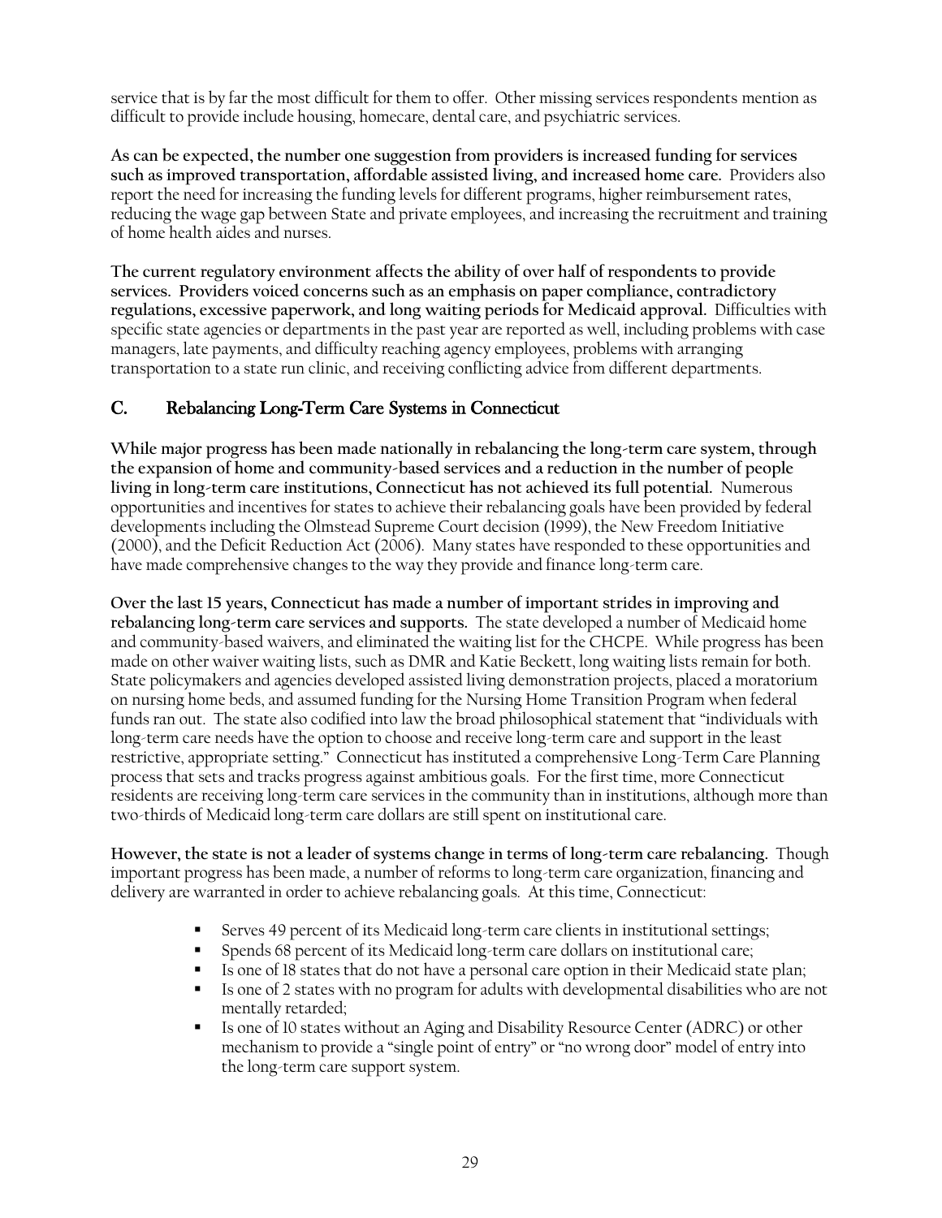service that is by far the most difficult for them to offer. Other missing services respondents mention as difficult to provide include housing, homecare, dental care, and psychiatric services.

**As can be expected, the number one suggestion from providers is increased funding for services such as improved transportation, affordable assisted living, and increased home care.** Providers also report the need for increasing the funding levels for different programs, higher reimbursement rates, reducing the wage gap between State and private employees, and increasing the recruitment and training of home health aides and nurses.

**The current regulatory environment affects the ability of over half of respondents to provide services. Providers voiced concerns such as an emphasis on paper compliance, contradictory regulations, excessive paperwork, and long waiting periods for Medicaid approval.** Difficulties with specific state agencies or departments in the past year are reported as well, including problems with case managers, late payments, and difficulty reaching agency employees, problems with arranging transportation to a state run clinic, and receiving conflicting advice from different departments.

## C. Rebalancing Long-Term Care Systems in Connecticut

**While major progress has been made nationally in rebalancing the long-term care system, through the expansion of home and community-based services and a reduction in the number of people living in long-term care institutions, Connecticut has not achieved its full potential.** Numerous opportunities and incentives for states to achieve their rebalancing goals have been provided by federal developments including the Olmstead Supreme Court decision (1999), the New Freedom Initiative (2000), and the Deficit Reduction Act (2006). Many states have responded to these opportunities and have made comprehensive changes to the way they provide and finance long-term care.

**Over the last 15 years, Connecticut has made a number of important strides in improving and rebalancing long-term care services and supports.** The state developed a number of Medicaid home and community-based waivers, and eliminated the waiting list for the CHCPE. While progress has been made on other waiver waiting lists, such as DMR and Katie Beckett, long waiting lists remain for both. State policymakers and agencies developed assisted living demonstration projects, placed a moratorium on nursing home beds, and assumed funding for the Nursing Home Transition Program when federal funds ran out. The state also codified into law the broad philosophical statement that "individuals with long-term care needs have the option to choose and receive long-term care and support in the least restrictive, appropriate setting." Connecticut has instituted a comprehensive Long-Term Care Planning process that sets and tracks progress against ambitious goals. For the first time, more Connecticut residents are receiving long-term care services in the community than in institutions, although more than two-thirds of Medicaid long-term care dollars are still spent on institutional care.

**However, the state is not a leader of systems change in terms of long-term care rebalancing.** Though important progress has been made, a number of reforms to long-term care organization, financing and delivery are warranted in order to achieve rebalancing goals. At this time, Connecticut:

- Serves 49 percent of its Medicaid long-term care clients in institutional settings;
- Spends 68 percent of its Medicaid long-term care dollars on institutional care;
- Is one of 18 states that do not have a personal care option in their Medicaid state plan;
- Is one of 2 states with no program for adults with developmental disabilities who are not mentally retarded;
- Is one of 10 states without an Aging and Disability Resource Center (ADRC) or other mechanism to provide a "single point of entry" or "no wrong door" model of entry into the long-term care support system.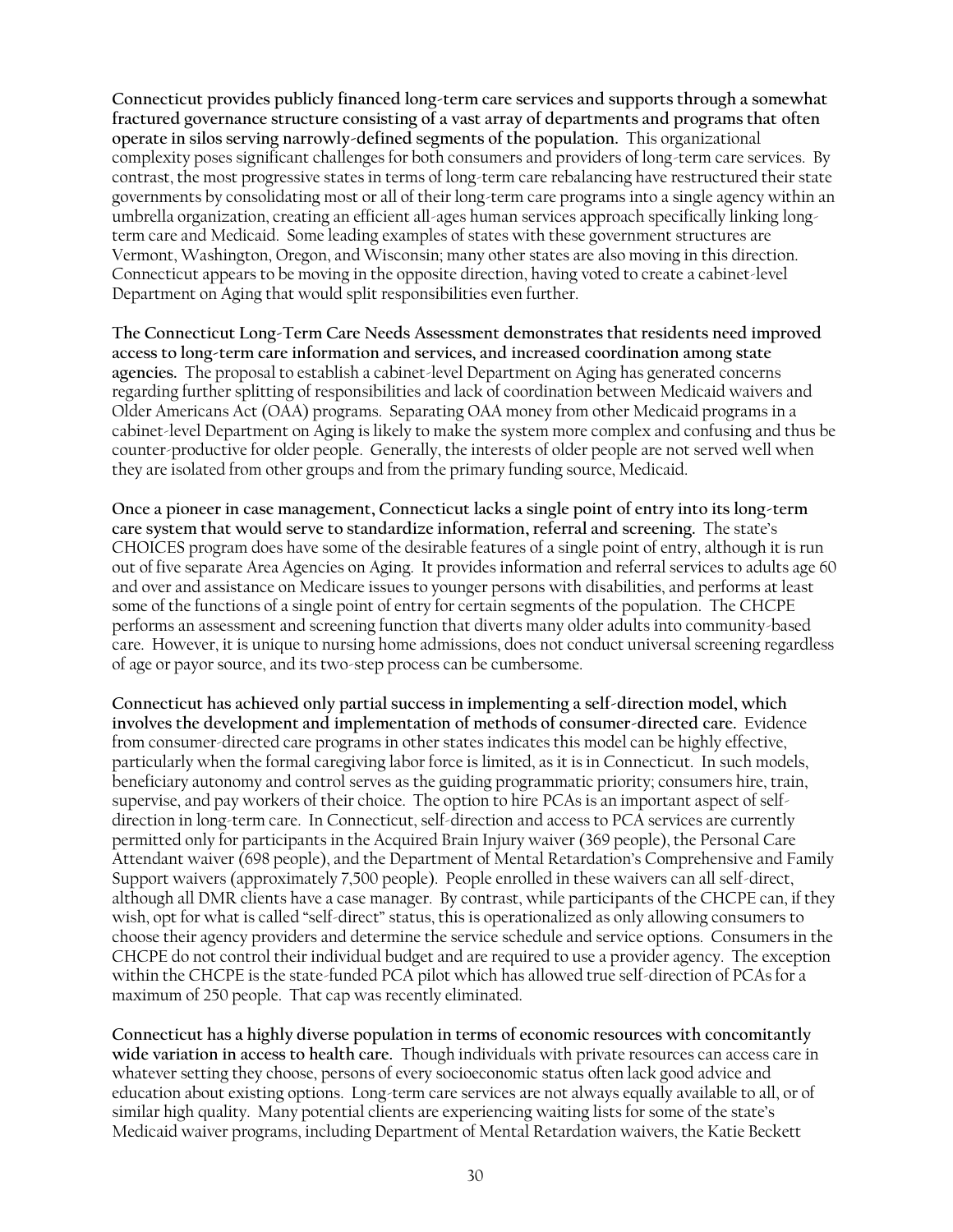**Connecticut provides publicly financed long-term care services and supports through a somewhat fractured governance structure consisting of a vast array of departments and programs that often operate in silos serving narrowly-defined segments of the population.** This organizational complexity poses significant challenges for both consumers and providers of long-term care services. By contrast, the most progressive states in terms of long-term care rebalancing have restructured their state governments by consolidating most or all of their long-term care programs into a single agency within an umbrella organization, creating an efficient all-ages human services approach specifically linking long-term care and Medicaid. Some leading examples of states with these government structures are Vermont, Washington, Oregon, and Wisconsin; many other states are also moving in this direction. Connecticut appears to be moving in the opposite direction, having voted to create a cabinet-level Department on Aging that would split responsibilities even further.

**The Connecticut Long-Term Care Needs Assessment demonstrates that residents need improved access to long-term care information and services, and increased coordination among state agencies.** The proposal to establish a cabinet-level Department on Aging has generated concerns regarding further splitting of responsibilities and lack of coordination between Medicaid waivers and Older Americans Act (OAA) programs. Separating OAA money from other Medicaid programs in a cabinet-level Department on Aging is likely to make the system more complex and confusing and thus be counter-productive for older people. Generally, the interests of older people are not served well when they are isolated from other groups and from the primary funding source, Medicaid.

**Once a pioneer in case management, Connecticut lacks a single point of entry into its long-term care system that would serve to standardize information, referral and screening.** The state's CHOICES program does have some of the desirable features of a single point of entry, although it is run out of five separate Area Agencies on Aging. It provides information and referral services to adults age 60 and over and assistance on Medicare issues to younger persons with disabilities, and performs at least some of the functions of a single point of entry for certain segments of the population. The CHCPE performs an assessment and screening function that diverts many older adults into community-based care. However, it is unique to nursing home admissions, does not conduct universal screening regardless of age or payor source, and its two-step process can be cumbersome.

**Connecticut has achieved only partial success in implementing a self-direction model, which involves the development and implementation of methods of consumer-directed care.** Evidence from consumer-directed care programs in other states indicates this model can be highly effective, particularly when the formal caregiving labor force is limited, as it is in Connecticut. In such models, beneficiary autonomy and control serves as the guiding programmatic priority; consumers hire, train, supervise, and pay workers of their choice. The option to hire PCAs is an important aspect of self-direction in long-term care. In Connecticut, self-direction and access to PCA services are currently permitted only for participants in the Acquired Brain Injury waiver (369 people), the Personal Care Attendant waiver (698 people), and the Department of Mental Retardation's Comprehensive and Family Support waivers (approximately 7,500 people). People enrolled in these waivers can all self-direct, although all DMR clients have a case manager. By contrast, while participants of the CHCPE can, if they wish, opt for what is called "self-direct" status, this is operationalized as only allowing consumers to choose their agency providers and determine the service schedule and service options. Consumers in the CHCPE do not control their individual budget and are required to use a provider agency. The exception within the CHCPE is the state-funded PCA pilot which has allowed true self-direction of PCAs for a maximum of 250 people. That cap was recently eliminated.

**Connecticut has a highly diverse population in terms of economic resources with concomitantly wide variation in access to health care.** Though individuals with private resources can access care in whatever setting they choose, persons of every socioeconomic status often lack good advice and education about existing options. Long-term care services are not always equally available to all, or of similar high quality. Many potential clients are experiencing waiting lists for some of the state's Medicaid waiver programs, including Department of Mental Retardation waivers, the Katie Beckett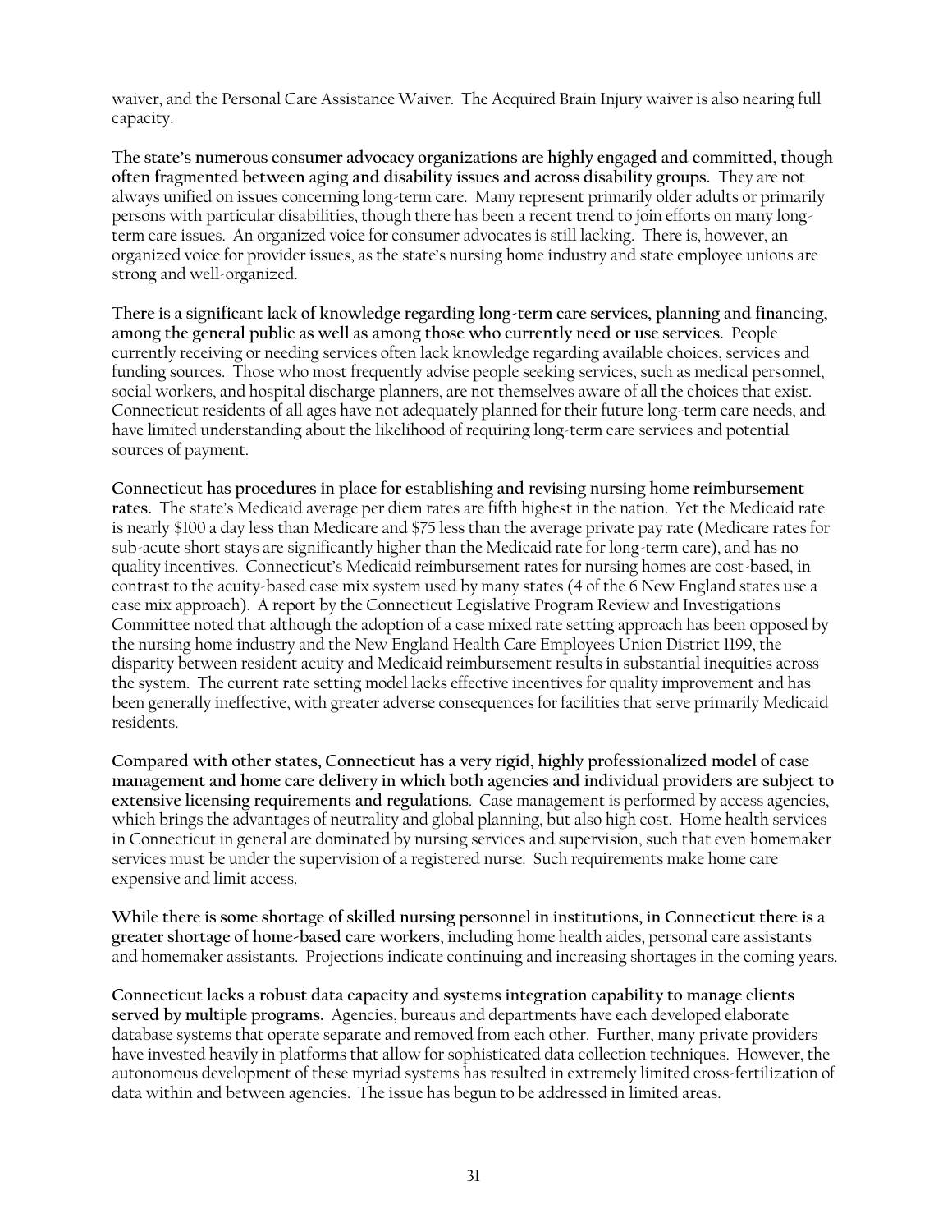waiver, and the Personal Care Assistance Waiver. The Acquired Brain Injury waiver is also nearing full capacity.

**The state's numerous consumer advocacy organizations are highly engaged and committed, though often fragmented between aging and disability issues and across disability groups.** They are not always unified on issues concerning long-term care. Many represent primarily older adults or primarily persons with particular disabilities, though there has been a recent trend to join efforts on many long-term care issues. An organized voice for consumer advocates is still lacking. There is, however, an organized voice for provider issues, as the state's nursing home industry and state employee unions are strong and well-organized.

**There is a significant lack of knowledge regarding long-term care services, planning and financing, among the general public as well as among those who currently need or use services.** People currently receiving or needing services often lack knowledge regarding available choices, services and funding sources. Those who most frequently advise people seeking services, such as medical personnel, social workers, and hospital discharge planners, are not themselves aware of all the choices that exist. Connecticut residents of all ages have not adequately planned for their future long-term care needs, and have limited understanding about the likelihood of requiring long-term care services and potential sources of payment.

**Connecticut has procedures in place for establishing and revising nursing home reimbursement rates.** The state's Medicaid average per diem rates are fifth highest in the nation. Yet the Medicaid rate is nearly $100 a day less than Medicare and $75 less than the average private pay rate (Medicare rates for sub-acute short stays are significantly higher than the Medicaid rate for long-term care), and has no quality incentives. Connecticut's Medicaid reimbursement rates for nursing homes are cost-based, in contrast to the acuity-based case mix system used by many states (4 of the 6 New England states use a case mix approach). A report by the Connecticut Legislative Program Review and Investigations Committee noted that although the adoption of a case mixed rate setting approach has been opposed by the nursing home industry and the New England Health Care Employees Union District 1199, the disparity between resident acuity and Medicaid reimbursement results in substantial inequities across the system. The current rate setting model lacks effective incentives for quality improvement and has been generally ineffective, with greater adverse consequences for facilities that serve primarily Medicaid residents.

**Compared with other states, Connecticut has a very rigid, highly professionalized model of case management and home care delivery in which both agencies and individual providers are subject to extensive licensing requirements and regulations**. Case management is performed by access agencies, which brings the advantages of neutrality and global planning, but also high cost. Home health services in Connecticut in general are dominated by nursing services and supervision, such that even homemaker services must be under the supervision of a registered nurse. Such requirements make home care expensive and limit access.

**While there is some shortage of skilled nursing personnel in institutions, in Connecticut there is a greater shortage of home-based care workers**, including home health aides, personal care assistants and homemaker assistants. Projections indicate continuing and increasing shortages in the coming years.

**Connecticut lacks a robust data capacity and systems integration capability to manage clients served by multiple programs.** Agencies, bureaus and departments have each developed elaborate database systems that operate separate and removed from each other. Further, many private providers have invested heavily in platforms that allow for sophisticated data collection techniques. However, the autonomous development of these myriad systems has resulted in extremely limited cross-fertilization of data within and between agencies. The issue has begun to be addressed in limited areas.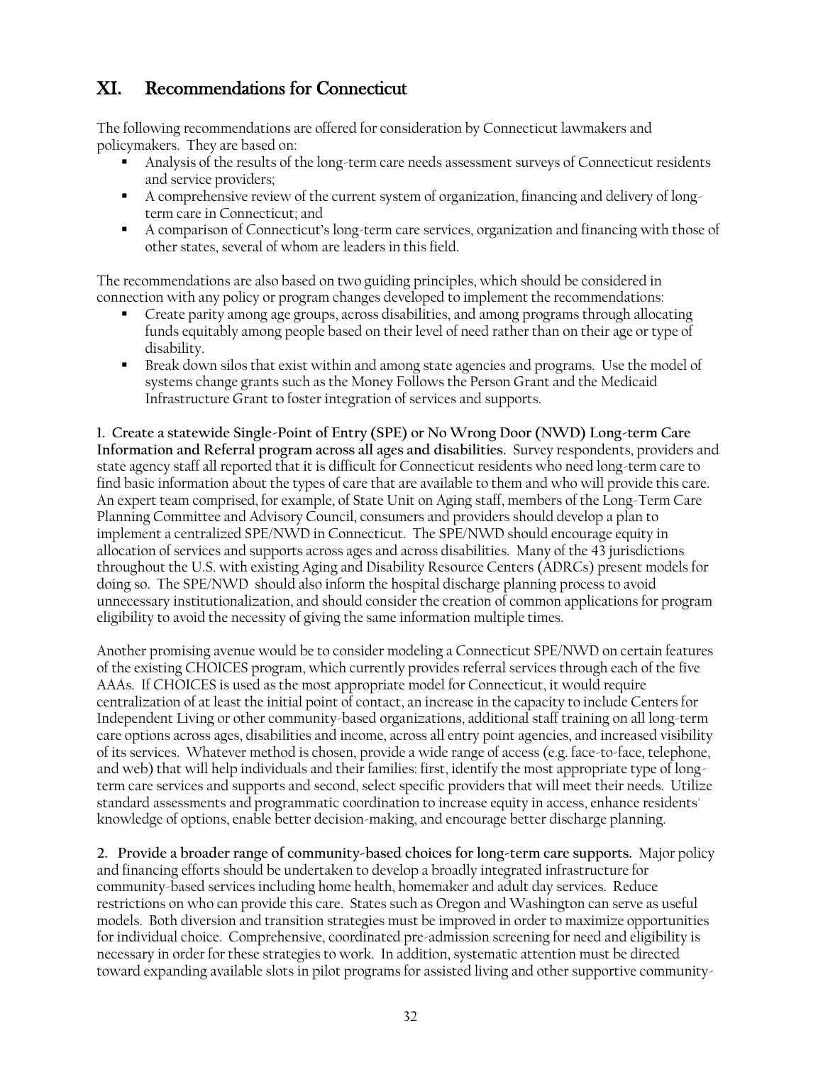## XI. Recommendations for Connecticut

The following recommendations are offered for consideration by Connecticut lawmakers and policymakers. They are based on:

- Analysis of the results of the long-term care needs assessment surveys of Connecticut residents and service providers;
- A comprehensive review of the current system of organization, financing and delivery of long-term care in Connecticut; and
- A comparison of Connecticut's long-term care services, organization and financing with those of other states, several of whom are leaders in this field.

The recommendations are also based on two guiding principles, which should be considered in connection with any policy or program changes developed to implement the recommendations:

- Create parity among age groups, across disabilities, and among programs through allocating funds equitably among people based on their level of need rather than on their age or type of disability.
- Break down silos that exist within and among state agencies and programs. Use the model of systems change grants such as the Money Follows the Person Grant and the Medicaid Infrastructure Grant to foster integration of services and supports.

**1. Create a statewide Single-Point of Entry (SPE) or No Wrong Door (NWD) Long-term Care Information and Referral program across all ages and disabilities.** Survey respondents, providers and state agency staff all reported that it is difficult for Connecticut residents who need long-term care to find basic information about the types of care that are available to them and who will provide this care. An expert team comprised, for example, of State Unit on Aging staff, members of the Long-Term Care Planning Committee and Advisory Council, consumers and providers should develop a plan to implement a centralized SPE/NWD in Connecticut. The SPE/NWD should encourage equity in allocation of services and supports across ages and across disabilities. Many of the 43 jurisdictions throughout the U.S. with existing Aging and Disability Resource Centers (ADRCs) present models for doing so. The SPE/NWD should also inform the hospital discharge planning process to avoid unnecessary institutionalization, and should consider the creation of common applications for program eligibility to avoid the necessity of giving the same information multiple times.

Another promising avenue would be to consider modeling a Connecticut SPE/NWD on certain features of the existing CHOICES program, which currently provides referral services through each of the five AAAs. If CHOICES is used as the most appropriate model for Connecticut, it would require centralization of at least the initial point of contact, an increase in the capacity to include Centers for Independent Living or other community-based organizations, additional staff training on all long-term care options across ages, disabilities and income, across all entry point agencies, and increased visibility of its services. Whatever method is chosen, provide a wide range of access (e.g. face-to-face, telephone, and web) that will help individuals and their families: first, identify the most appropriate type of long-term care services and supports and second, select specific providers that will meet their needs. Utilize standard assessments and programmatic coordination to increase equity in access, enhance residents' knowledge of options, enable better decision-making, and encourage better discharge planning.

**2. Provide a broader range of community-based choices for long-term care supports.** Major policy and financing efforts should be undertaken to develop a broadly integrated infrastructure for community-based services including home health, homemaker and adult day services. Reduce restrictions on who can provide this care. States such as Oregon and Washington can serve as useful models. Both diversion and transition strategies must be improved in order to maximize opportunities for individual choice. Comprehensive, coordinated pre-admission screening for need and eligibility is necessary in order for these strategies to work. In addition, systematic attention must be directed toward expanding available slots in pilot programs for assisted living and other supportive community-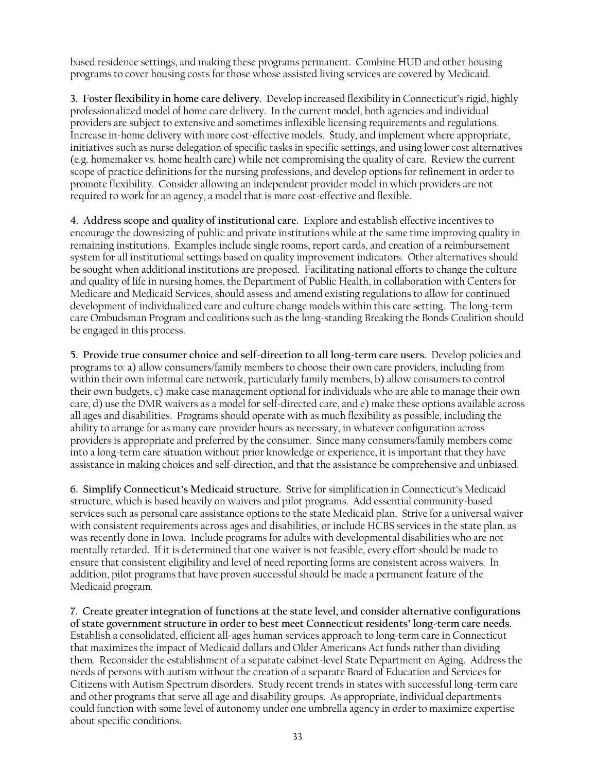based residence settings, and making these programs permanent. Combine HUD and other housing programs to cover housing costs for those whose assisted living services are covered by Medicaid.

**3. Foster flexibility in home care delivery**. Develop increased flexibility in Connecticut's rigid, highly professionalized model of home care delivery. In the current model, both agencies and individual providers are subject to extensive and sometimes inflexible licensing requirements and regulations. Increase in-home delivery with more cost-effective models. Study, and implement where appropriate, initiatives such as nurse delegation of specific tasks in specific settings, and using lower cost alternatives (e.g. homemaker vs. home health care) while not compromising the quality of care. Review the current scope of practice definitions for the nursing professions, and develop options for refinement in order to promote flexibility. Consider allowing an independent provider model in which providers are not required to work for an agency, a model that is more cost-effective and flexible.

**4. Address scope and quality of institutional care.** Explore and establish effective incentives to encourage the downsizing of public and private institutions while at the same time improving quality in remaining institutions. Examples include single rooms, report cards, and creation of a reimbursement system for all institutional settings based on quality improvement indicators. Other alternatives should be sought when additional institutions are proposed. Facilitating national efforts to change the culture and quality of life in nursing homes, the Department of Public Health, in collaboration with Centers for Medicare and Medicaid Services, should assess and amend existing regulations to allow for continued development of individualized care and culture change models within this care setting. The long-term care Ombudsman Program and coalitions such as the long-standing Breaking the Bonds Coalition should be engaged in this process.

**5. Provide true consumer choice and self-direction to all long-term care users.** Develop policies and programs to: a) allow consumers/family members to choose their own care providers, including from within their own informal care network, particularly family members, b) allow consumers to control their own budgets, c) make case management optional for individuals who are able to manage their own care, d) use the DMR waivers as a model for self-directed care, and e) make these options available across all ages and disabilities. Programs should operate with as much flexibility as possible, including the ability to arrange for as many care provider hours as necessary, in whatever configuration across providers is appropriate and preferred by the consumer. Since many consumers/family members come into a long-term care situation without prior knowledge or experience, it is important that they have assistance in making choices and self-direction, and that the assistance be comprehensive and unbiased.

**6. Simplify Connecticut's Medicaid structure.** Strive for simplification in Connecticut's Medicaid structure, which is based heavily on waivers and pilot programs. Add essential community-based services such as personal care assistance options to the state Medicaid plan. Strive for a universal waiver with consistent requirements across ages and disabilities, or include HCBS services in the state plan, as was recently done in Iowa. Include programs for adults with developmental disabilities who are not mentally retarded. If it is determined that one waiver is not feasible, every effort should be made to ensure that consistent eligibility and level of need reporting forms are consistent across waivers. In addition, pilot programs that have proven successful should be made a permanent feature of the Medicaid program.

**7. Create greater integration of functions at the state level, and consider alternative configurations of state government structure in order to best meet Connecticut residents' long-term care needs.** Establish a consolidated, efficient all-ages human services approach to long-term care in Connecticut that maximizes the impact of Medicaid dollars and Older Americans Act funds rather than dividing them. Reconsider the establishment of a separate cabinet-level State Department on Aging. Address the needs of persons with autism without the creation of a separate Board of Education and Services for Citizens with Autism Spectrum disorders. Study recent trends in states with successful long-term care and other programs that serve all age and disability groups. As appropriate, individual departments could function with some level of autonomy under one umbrella agency in order to maximize expertise about specific conditions.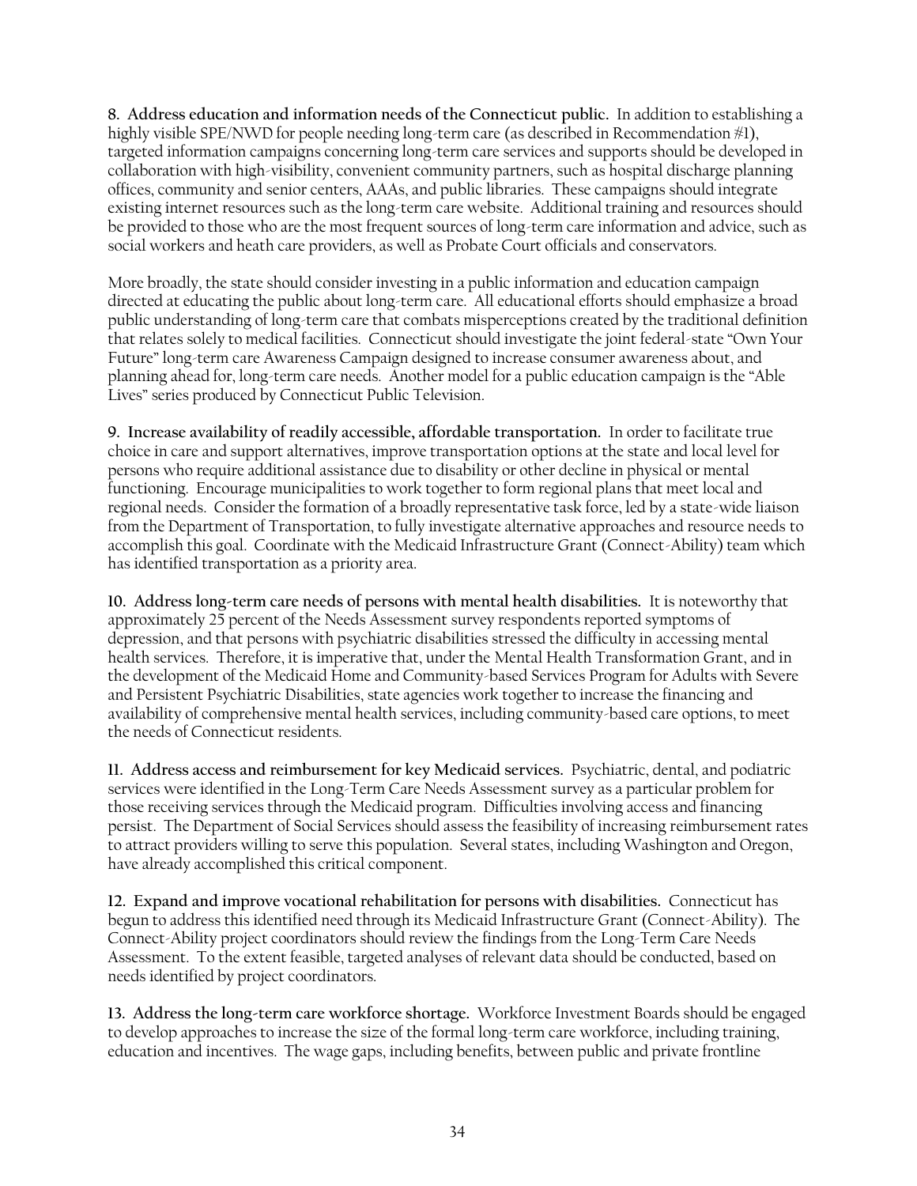**8. Address education and information needs of the Connecticut public.** In addition to establishing a highly visible SPE/NWD for people needing long-term care (as described in Recommendation #1), targeted information campaigns concerning long-term care services and supports should be developed in collaboration with high-visibility, convenient community partners, such as hospital discharge planning offices, community and senior centers, AAAs, and public libraries. These campaigns should integrate existing internet resources such as the long-term care website. Additional training and resources should be provided to those who are the most frequent sources of long-term care information and advice, such as social workers and heath care providers, as well as Probate Court officials and conservators.

More broadly, the state should consider investing in a public information and education campaign directed at educating the public about long-term care. All educational efforts should emphasize a broad public understanding of long-term care that combats misperceptions created by the traditional definition that relates solely to medical facilities. Connecticut should investigate the joint federal-state "Own Your Future" long-term care Awareness Campaign designed to increase consumer awareness about, and planning ahead for, long-term care needs. Another model for a public education campaign is the "Able Lives" series produced by Connecticut Public Television.

**9. Increase availability of readily accessible, affordable transportation.** In order to facilitate true choice in care and support alternatives, improve transportation options at the state and local level for persons who require additional assistance due to disability or other decline in physical or mental functioning. Encourage municipalities to work together to form regional plans that meet local and regional needs. Consider the formation of a broadly representative task force, led by a state-wide liaison from the Department of Transportation, to fully investigate alternative approaches and resource needs to accomplish this goal. Coordinate with the Medicaid Infrastructure Grant (Connect-Ability) team which has identified transportation as a priority area.

**10. Address long-term care needs of persons with mental health disabilities.** It is noteworthy that approximately 25 percent of the Needs Assessment survey respondents reported symptoms of depression, and that persons with psychiatric disabilities stressed the difficulty in accessing mental health services. Therefore, it is imperative that, under the Mental Health Transformation Grant, and in the development of the Medicaid Home and Community-based Services Program for Adults with Severe and Persistent Psychiatric Disabilities, state agencies work together to increase the financing and availability of comprehensive mental health services, including community-based care options, to meet the needs of Connecticut residents.

**11. Address access and reimbursement for key Medicaid services.** Psychiatric, dental, and podiatric services were identified in the Long-Term Care Needs Assessment survey as a particular problem for those receiving services through the Medicaid program. Difficulties involving access and financing persist. The Department of Social Services should assess the feasibility of increasing reimbursement rates to attract providers willing to serve this population. Several states, including Washington and Oregon, have already accomplished this critical component.

**12. Expand and improve vocational rehabilitation for persons with disabilities.** Connecticut has begun to address this identified need through its Medicaid Infrastructure Grant (Connect-Ability). The Connect-Ability project coordinators should review the findings from the Long-Term Care Needs Assessment. To the extent feasible, targeted analyses of relevant data should be conducted, based on needs identified by project coordinators.

**13. Address the long-term care workforce shortage.** Workforce Investment Boards should be engaged to develop approaches to increase the size of the formal long-term care workforce, including training, education and incentives. The wage gaps, including benefits, between public and private frontline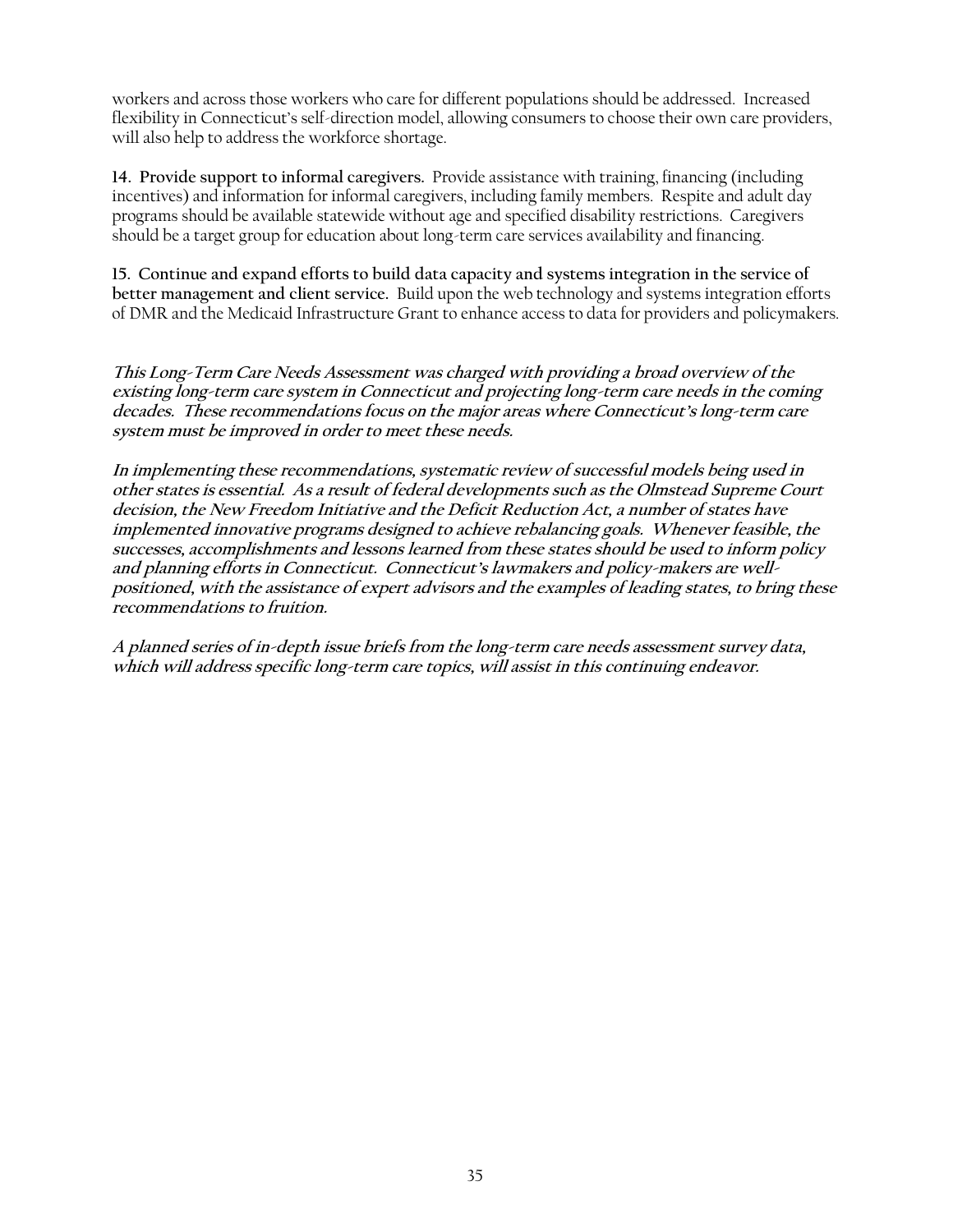workers and across those workers who care for different populations should be addressed. Increased flexibility in Connecticut's self-direction model, allowing consumers to choose their own care providers, will also help to address the workforce shortage.

**14. Provide support to informal caregivers.** Provide assistance with training, financing (including incentives) and information for informal caregivers, including family members. Respite and adult day programs should be available statewide without age and specified disability restrictions. Caregivers should be a target group for education about long-term care services availability and financing.

**15. Continue and expand efforts to build data capacity and systems integration in the service of better management and client service.** Build upon the web technology and systems integration efforts of DMR and the Medicaid Infrastructure Grant to enhance access to data for providers and policymakers.

***This Long-Term Care Needs Assessment was charged with providing a broad overview of the existing long-term care system in Connecticut and projecting long-term care needs in the coming decades. These recommendations focus on the major areas where Connecticut's long-term care system must be improved in order to meet these needs.***

***In implementing these recommendations, systematic review of successful models being used in other states is essential. As a result of federal developments such as the Olmstead Supreme Court decision, the New Freedom Initiative and the Deficit Reduction Act, a number of states have implemented innovative programs designed to achieve rebalancing goals. Whenever feasible, the successes, accomplishments and lessons learned from these states should be used to inform policy and planning efforts in Connecticut. Connecticut's lawmakers and policy-makers are well-positioned, with the assistance of expert advisors and the examples of leading states, to bring these recommendations to fruition.***

***A planned series of in-depth issue briefs from the long-term care needs assessment survey data, which will address specific long-term care topics, will assist in this continuing endeavor.***